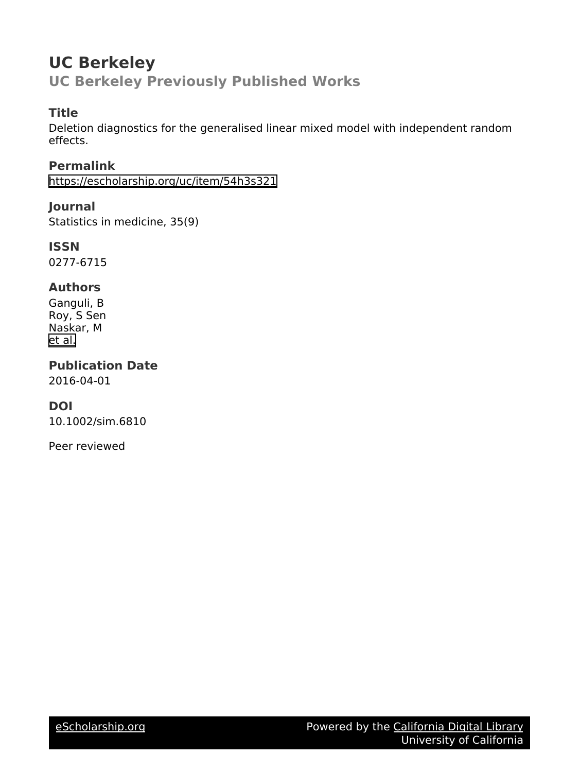# UC Berkeley

## UC Berkeley Previously Published Works

### Title

Deletion diagnostics for the generalised linear mixed model with independent random effects.

### Permalink

https://escholarship.org/uc/item/54h3s321

### Journal

Statistics in medicine, 35(9)

### ISSN

0277-6715

### Authors

Ganguli, B
Roy, S Sen
Naskar, M
et al.

### Publication Date

2016-04-01

### DOI

10.1002/sim.6810

Peer reviewed

eScholarship.org Powered by the California Digital Library
University of California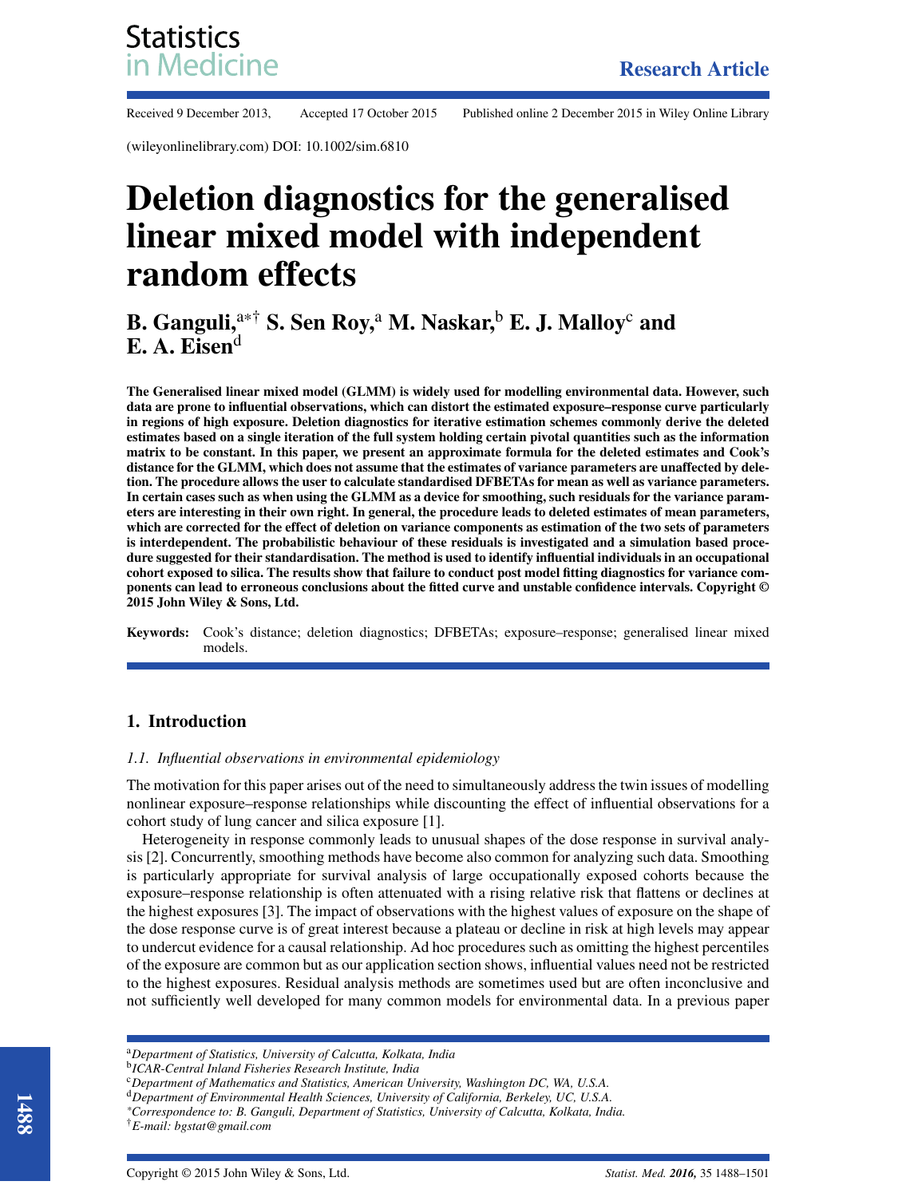# Deletion diagnostics for the generalised linear mixed model with independent random effects

**B. Ganguli,[a*†] S. Sen Roy,[a] M. Naskar,[b] E. J. Malloy[c] and E. A. Eisen[d]**

**The Generalised linear mixed model (GLMM) is widely used for modelling environmental data. However, such data are prone to influential observations, which can distort the estimated exposure–response curve particularly in regions of high exposure. Deletion diagnostics for iterative estimation schemes commonly derive the deleted estimates based on a single iteration of the full system holding certain pivotal quantities such as the information matrix to be constant. In this paper, we present an approximate formula for the deleted estimates and Cook's distance for the GLMM, which does not assume that the estimates of variance parameters are unaffected by deletion. The procedure allows the user to calculate standardised DFBETAs for mean as well as variance parameters. In certain cases such as when using the GLMM as a device for smoothing, such residuals for the variance parameters are interesting in their own right. In general, the procedure leads to deleted estimates of mean parameters, which are corrected for the effect of deletion on variance components as estimation of the two sets of parameters is interdependent. The probabilistic behaviour of these residuals is investigated and a simulation based procedure suggested for their standardisation. The method is used to identify influential individuals in an occupational cohort exposed to silica. The results show that failure to conduct post model fitting diagnostics for variance components can lead to erroneous conclusions about the fitted curve and unstable confidence intervals. Copyright © 2015 John Wiley & Sons, Ltd.**

**Keywords:** Cook's distance; deletion diagnostics; DFBETAs; exposure–response; generalised linear mixed models.

## 1. Introduction

### 1.1. Influential observations in environmental epidemiology

The motivation for this paper arises out of the need to simultaneously address the twin issues of modelling nonlinear exposure–response relationships while discounting the effect of influential observations for a cohort study of lung cancer and silica exposure [1].

Heterogeneity in response commonly leads to unusual shapes of the dose response in survival analysis [2]. Concurrently, smoothing methods have become also common for analyzing such data. Smoothing is particularly appropriate for survival analysis of large occupationally exposed cohorts because the exposure–response relationship is often attenuated with a rising relative risk that flattens or declines at the highest exposures [3]. The impact of observations with the highest values of exposure on the shape of the dose response curve is of great interest because a plateau or decline in risk at high levels may appear to undercut evidence for a causal relationship. Ad hoc procedures such as omitting the highest percentiles of the exposure are common but as our application section shows, influential values need not be restricted to the highest exposures. Residual analysis methods are sometimes used but are often inconclusive and not sufficiently well developed for many common models for environmental data. In a previous paper

[a] *Department of Statistics, University of Calcutta, Kolkata, India*
[b] *ICAR-Central Inland Fisheries Research Institute, India*
[c] *Department of Mathematics and Statistics, American University, Washington DC, WA, U.S.A.*
[d] *Department of Environmental Health Sciences, University of California, Berkeley, UC, U.S.A.*
[*] *Correspondence to: B. Ganguli, Department of Statistics, University of Calcutta, Kolkata, India.*
[†] *E-mail: bgstat@gmail.com*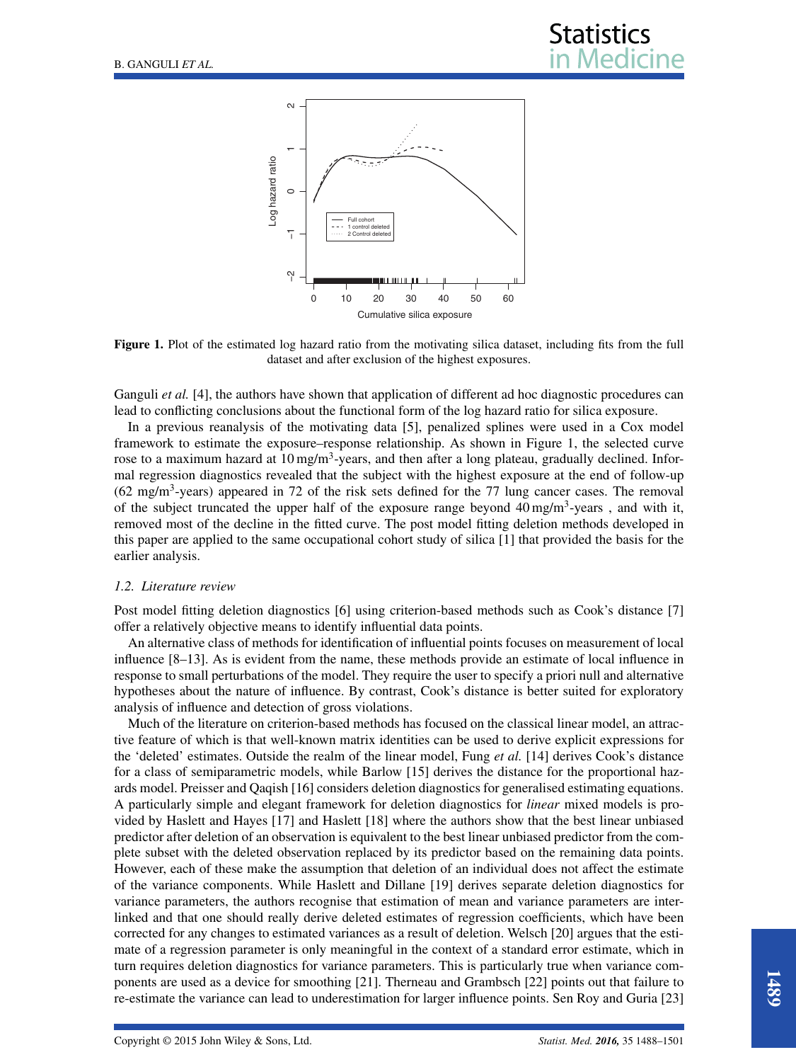**Figure 1.** Plot of the estimated log hazard ratio from the motivating silica dataset, including fits from the full dataset and after exclusion of the highest exposures.

Ganguli *et al.* [4], the authors have shown that application of different ad hoc diagnostic procedures can lead to conflicting conclusions about the functional form of the log hazard ratio for silica exposure.

In a previous reanalysis of the motivating data [5], penalized splines were used in a Cox model framework to estimate the exposure–response relationship. As shown in Figure 1, the selected curve rose to a maximum hazard at 10 mg/m$^3$-years, and then after a long plateau, gradually declined. Informal regression diagnostics revealed that the subject with the highest exposure at the end of follow-up (62 mg/m$^3$-years) appeared in 72 of the risk sets defined for the 77 lung cancer cases. The removal of the subject truncated the upper half of the exposure range beyond 40 mg/m$^3$-years , and with it, removed most of the decline in the fitted curve. The post model fitting deletion methods developed in this paper are applied to the same occupational cohort study of silica [1] that provided the basis for the earlier analysis.

### 1.2. Literature review

Post model fitting deletion diagnostics [6] using criterion-based methods such as Cook's distance [7] offer a relatively objective means to identify influential data points.

An alternative class of methods for identification of influential points focuses on measurement of local influence [8–13]. As is evident from the name, these methods provide an estimate of local influence in response to small perturbations of the model. They require the user to specify a priori null and alternative hypotheses about the nature of influence. By contrast, Cook's distance is better suited for exploratory analysis of influence and detection of gross violations.

Much of the literature on criterion-based methods has focused on the classical linear model, an attractive feature of which is that well-known matrix identities can be used to derive explicit expressions for the 'deleted' estimates. Outside the realm of the linear model, Fung *et al.* [14] derives Cook's distance for a class of semiparametric models, while Barlow [15] derives the distance for the proportional hazards model. Preisser and Qaqish [16] considers deletion diagnostics for generalised estimating equations. A particularly simple and elegant framework for deletion diagnostics for *linear* mixed models is provided by Haslett and Hayes [17] and Haslett [18] where the authors show that the best linear unbiased predictor after deletion of an observation is equivalent to the best linear unbiased predictor from the complete subset with the deleted observation replaced by its predictor based on the remaining data points. However, each of these make the assumption that deletion of an individual does not affect the estimate of the variance components. While Haslett and Dillane [19] derives separate deletion diagnostics for variance parameters, the authors recognise that estimation of mean and variance parameters are interlinked and that one should really derive deleted estimates of regression coefficients, which have been corrected for any changes to estimated variances as a result of deletion. Welsch [20] argues that the estimate of a regression parameter is only meaningful in the context of a standard error estimate, which in turn requires deletion diagnostics for variance parameters. This is particularly true when variance components are used as a device for smoothing [21]. Therneau and Grambsch [22] points out that failure to re-estimate the variance can lead to underestimation for larger influence points. Sen Roy and Guria [23]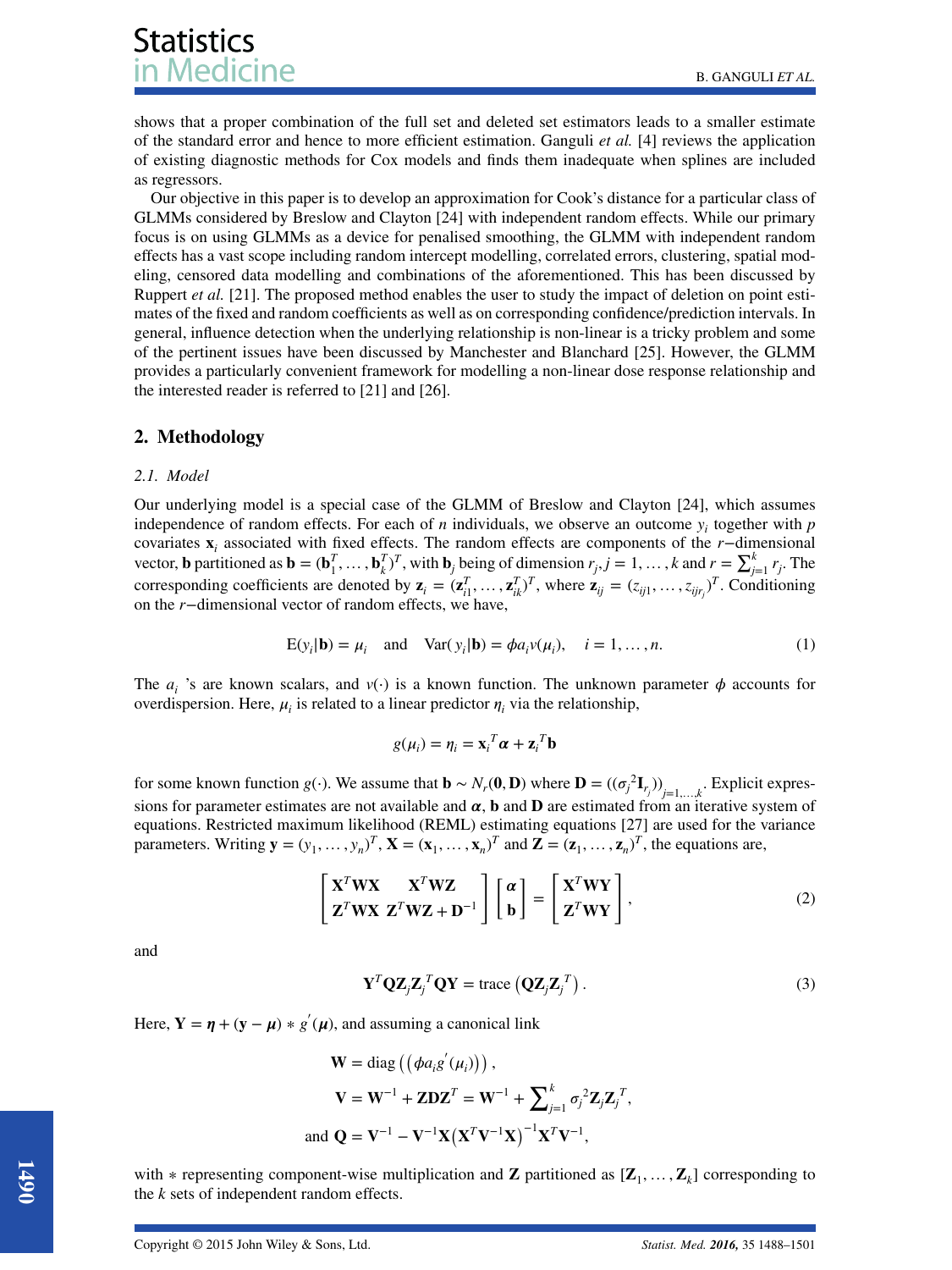shows that a proper combination of the full set and deleted set estimators leads to a smaller estimate of the standard error and hence to more efficient estimation. Ganguli *et al.* [4] reviews the application of existing diagnostic methods for Cox models and finds them inadequate when splines are included as regressors.

Our objective in this paper is to develop an approximation for Cook's distance for a particular class of GLMMs considered by Breslow and Clayton [24] with independent random effects. While our primary focus is on using GLMMs as a device for penalised smoothing, the GLMM with independent random effects has a vast scope including random intercept modelling, correlated errors, clustering, spatial modeling, censored data modelling and combinations of the aforementioned. This has been discussed by Ruppert *et al.* [21]. The proposed method enables the user to study the impact of deletion on point estimates of the fixed and random coefficients as well as on corresponding confidence/prediction intervals. In general, influence detection when the underlying relationship is non-linear is a tricky problem and some of the pertinent issues have been discussed by Manchester and Blanchard [25]. However, the GLMM provides a particularly convenient framework for modelling a non-linear dose response relationship and the interested reader is referred to [21] and [26].

## 2. Methodology

### 2.1. Model

Our underlying model is a special case of the GLMM of Breslow and Clayton [24], which assumes independence of random effects. For each of $n$ individuals, we observe an outcome $y_i$ together with $p$ covariates $\mathbf{x}_i$ associated with fixed effects. The random effects are components of the $r-$dimensional vector, $\mathbf{b}$ partitioned as $\mathbf{b} = (\mathbf{b}_1^T, \ldots, \mathbf{b}_k^T)^T$, with $\mathbf{b}_j$ being of dimension $r_j, j = 1, \ldots, k$ and $r = \sum_{j=1}^{k} r_j$. The corresponding coefficients are denoted by $\mathbf{z}_i = (\mathbf{z}_{i1}^T, \ldots, \mathbf{z}_{ik}^T)^T$, where $\mathbf{z}_{ij} = (z_{ij1}, \ldots, z_{ijr_j})^T$. Conditioning on the $r-$dimensional vector of random effects, we have,

$$\mathrm{E}(y_i|\mathbf{b}) = \mu_i \quad \text{and} \quad \mathrm{Var}(y_i|\mathbf{b}) = \phi a_i v(\mu_i), \quad i = 1, \ldots, n. \tag{1}$$

The $a_i$ 's are known scalars, and $v(\cdot)$ is a known function. The unknown parameter $\phi$ accounts for overdispersion. Here, $\mu_i$ is related to a linear predictor $\eta_i$ via the relationship,

$$g(\mu_i) = \eta_i = \mathbf{x}_i{}^T\boldsymbol{\alpha} + \mathbf{z}_i{}^T\mathbf{b}$$

for some known function $g(\cdot)$. We assume that $\mathbf{b} \sim N_r(\mathbf{0}, \mathbf{D})$ where $\mathbf{D} = ((\sigma_j{}^2\mathbf{I}_{r_j}))_{j=1,\ldots,k}$. Explicit expressions for parameter estimates are not available and $\boldsymbol{\alpha}$, $\mathbf{b}$ and $\mathbf{D}$ are estimated from an iterative system of equations. Restricted maximum likelihood (REML) estimating equations [27] are used for the variance parameters. Writing $\mathbf{y} = (y_1, \ldots, y_n)^T$, $\mathbf{X} = (\mathbf{x}_1, \ldots, \mathbf{x}_n)^T$ and $\mathbf{Z} = (\mathbf{z}_1, \ldots, \mathbf{z}_n)^T$, the equations are,

$$\begin{bmatrix} \mathbf{X}^T\mathbf{W}\mathbf{X} & \mathbf{X}^T\mathbf{W}\mathbf{Z} \\ \mathbf{Z}^T\mathbf{W}\mathbf{X} & \mathbf{Z}^T\mathbf{W}\mathbf{Z} + \mathbf{D}^{-1} \end{bmatrix} \begin{bmatrix} \boldsymbol{\alpha} \\ \mathbf{b} \end{bmatrix} = \begin{bmatrix} \mathbf{X}^T\mathbf{W}\mathbf{Y} \\ \mathbf{Z}^T\mathbf{W}\mathbf{Y} \end{bmatrix}, \tag{2}$$

and

$$\mathbf{Y}^T\mathbf{Q}\mathbf{Z}_j\mathbf{Z}_j{}^T\mathbf{Q}\mathbf{Y} = \mathrm{trace}\left(\mathbf{Q}\mathbf{Z}_j\mathbf{Z}_j{}^T\right). \tag{3}$$

Here, $\mathbf{Y} = \boldsymbol{\eta} + (\mathbf{y} - \boldsymbol{\mu}) * g'(\boldsymbol{\mu})$, and assuming a canonical link

$$\mathbf{W} = \mathrm{diag}\left(\left(\phi a_i g'(\mu_i)\right)\right),$$
$$\mathbf{V} = \mathbf{W}^{-1} + \mathbf{Z}\mathbf{D}\mathbf{Z}^T = \mathbf{W}^{-1} + \sum_{j=1}^{k} \sigma_j{}^2\mathbf{Z}_j\mathbf{Z}_j{}^T,$$
$$\text{and } \mathbf{Q} = \mathbf{V}^{-1} - \mathbf{V}^{-1}\mathbf{X}\left(\mathbf{X}^T\mathbf{V}^{-1}\mathbf{X}\right)^{-1}\mathbf{X}^T\mathbf{V}^{-1},$$

with $*$ representing component-wise multiplication and $\mathbf{Z}$ partitioned as $[\mathbf{Z}_1, \ldots, \mathbf{Z}_k]$ corresponding to the $k$ sets of independent random effects.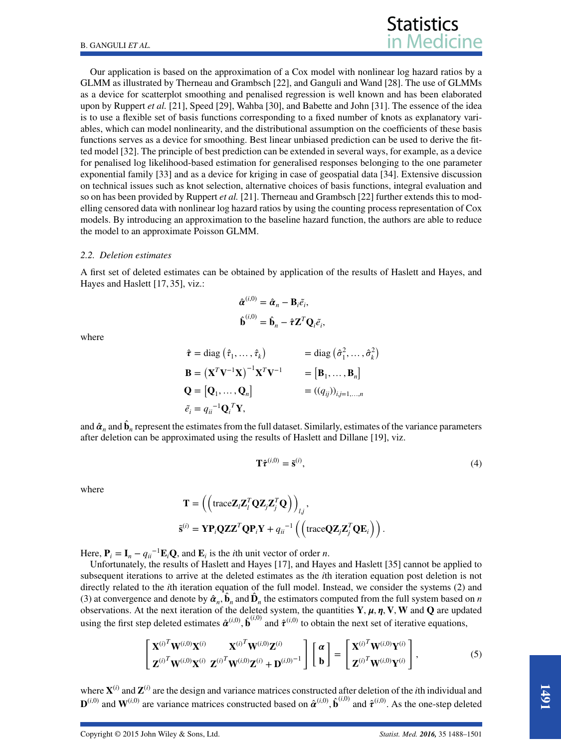Our application is based on the approximation of a Cox model with nonlinear log hazard ratios by a GLMM as illustrated by Therneau and Grambsch [22], and Ganguli and Wand [28]. The use of GLMMs as a device for scatterplot smoothing and penalised regression is well known and has been elaborated upon by Ruppert *et al.* [21], Speed [29], Wahba [30], and Babette and John [31]. The essence of the idea is to use a flexible set of basis functions corresponding to a fixed number of knots as explanatory variables, which can model nonlinearity, and the distributional assumption on the coefficients of these basis functions serves as a device for smoothing. Best linear unbiased prediction can be used to derive the fitted model [32]. The principle of best prediction can be extended in several ways, for example, as a device for penalised log likelihood-based estimation for generalised responses belonging to the one parameter exponential family [33] and as a device for kriging in case of geospatial data [34]. Extensive discussion on technical issues such as knot selection, alternative choices of basis functions, integral evaluation and so on has been provided by Ruppert *et al.* [21]. Therneau and Grambsch [22] further extends this to modelling censored data with nonlinear log hazard ratios by using the counting process representation of Cox models. By introducing an approximation to the baseline hazard function, the authors are able to reduce the model to an approximate Poisson GLMM.

### *2.2. Deletion estimates*

A first set of deleted estimates can be obtained by application of the results of Haslett and Hayes, and Hayes and Haslett [17, 35], viz.:

$$\hat{\boldsymbol{\alpha}}^{(i,0)} = \hat{\boldsymbol{\alpha}}_n - \mathbf{B}_i \tilde{e}_i,$$
$$\hat{\mathbf{b}}^{(i,0)} = \hat{\mathbf{b}}_n - \hat{\boldsymbol{\tau}} \mathbf{Z}^T \mathbf{Q}_i \tilde{e}_i,$$

where

$$\begin{aligned}
\hat{\boldsymbol{\tau}} &= \operatorname{diag}\left(\hat{\tau}_1, \ldots, \hat{\tau}_k\right) && = \operatorname{diag}\left(\hat{\sigma}_1^2, \ldots, \hat{\sigma}_k^2\right) \\
\mathbf{B} &= \left(\mathbf{X}^T \mathbf{V}^{-1} \mathbf{X}\right)^{-1} \mathbf{X}^T \mathbf{V}^{-1} && = \left[\mathbf{B}_1, \ldots, \mathbf{B}_n\right] \\
\mathbf{Q} &= \left[\mathbf{Q}_1, \ldots, \mathbf{Q}_n\right] && = ((q_{ij}))_{i,j=1,\ldots,n} \\
\tilde{e}_i &= {q_{ii}}^{-1} {\mathbf{Q}_i}^T \mathbf{Y},
\end{aligned}$$

and $\hat{\boldsymbol{\alpha}}_n$ and $\hat{\mathbf{b}}_n$ represent the estimates from the full dataset. Similarly, estimates of the variance parameters after deletion can be approximated using the results of Haslett and Dillane [19], viz.

$$\mathbf{T} \hat{\boldsymbol{\tau}}^{(i,0)} = \tilde{\mathbf{s}}^{(i)}, \tag{4}$$

where

$$\mathbf{T} = \left( \left( \operatorname{trace} \mathbf{Z}_l \mathbf{Z}_l^T \mathbf{Q} \mathbf{Z}_j \mathbf{Z}_j^T \mathbf{Q} \right) \right)_{l,j},$$
$$\tilde{\mathbf{s}}^{(i)} = \mathbf{Y} \mathbf{P}_i \mathbf{Q} \mathbf{Z} \mathbf{Z}^T \mathbf{Q} \mathbf{P}_i \mathbf{Y} + {q_{ii}}^{-1} \left( \left( \operatorname{trace} \mathbf{Q} \mathbf{Z}_j \mathbf{Z}_j^T \mathbf{Q} \mathbf{E}_i \right) \right).$$

Here, $\mathbf{P}_i = \mathbf{I}_n - {q_{ii}}^{-1} \mathbf{E}_i \mathbf{Q}$, and $\mathbf{E}_i$ is the $i$th unit vector of order $n$.

Unfortunately, the results of Haslett and Hayes [17], and Hayes and Haslett [35] cannot be applied to subsequent iterations to arrive at the deleted estimates as the $i$th iteration equation post deletion is not directly related to the $i$th iteration equation of the full model. Instead, we consider the systems (2) and (3) at convergence and denote by $\hat{\boldsymbol{\alpha}}_n$, $\hat{\mathbf{b}}_n$ and $\hat{\mathbf{D}}_n$ the estimators computed from the full system based on $n$ observations. At the next iteration of the deleted system, the quantities $\mathbf{Y}, \boldsymbol{\mu}, \boldsymbol{\eta}, \mathbf{V}, \mathbf{W}$ and $\mathbf{Q}$ are updated using the first step deleted estimates $\hat{\boldsymbol{\alpha}}^{(i,0)}, \hat{\mathbf{b}}^{(i,0)}$ and $\hat{\boldsymbol{\tau}}^{(i,0)}$ to obtain the next set of iterative equations,

$$\begin{bmatrix} \mathbf{X}^{(i)T} \mathbf{W}^{(i,0)} \mathbf{X}^{(i)} & \mathbf{X}^{(i)T} \mathbf{W}^{(i,0)} \mathbf{Z}^{(i)} \\ \mathbf{Z}^{(i)T} \mathbf{W}^{(i,0)} \mathbf{X}^{(i)} & \mathbf{Z}^{(i)T} \mathbf{W}^{(i,0)} \mathbf{Z}^{(i)} + \mathbf{D}^{(i,0)^{-1}} \end{bmatrix} \begin{bmatrix} \boldsymbol{\alpha} \\ \mathbf{b} \end{bmatrix} = \begin{bmatrix} \mathbf{X}^{(i)T} \mathbf{W}^{(i,0)} \mathbf{Y}^{(i)} \\ \mathbf{Z}^{(i)T} \mathbf{W}^{(i,0)} \mathbf{Y}^{(i)} \end{bmatrix}, \tag{5}$$

where $\mathbf{X}^{(i)}$ and $\mathbf{Z}^{(i)}$ are the design and variance matrices constructed after deletion of the $i$th individual and $\mathbf{D}^{(i,0)}$ and $\mathbf{W}^{(i,0)}$ are variance matrices constructed based on $\hat{\boldsymbol{\alpha}}^{(i,0)}, \hat{\mathbf{b}}^{(i,0)}$ and $\hat{\boldsymbol{\tau}}^{(i,0)}$. As the one-step deleted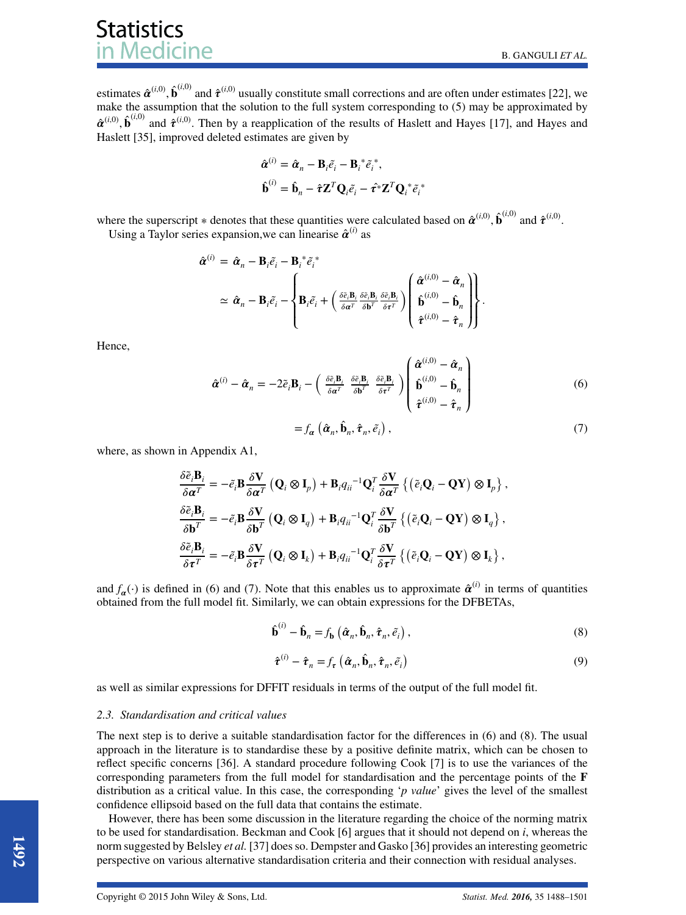estimates $\hat{\boldsymbol{\alpha}}^{(i,0)}, \hat{\mathbf{b}}^{(i,0)}$ and $\hat{\boldsymbol{\tau}}^{(i,0)}$ usually constitute small corrections and are often under estimates [22], we make the assumption that the solution to the full system corresponding to (5) may be approximated by $\hat{\boldsymbol{\alpha}}^{(i,0)}, \hat{\mathbf{b}}^{(i,0)}$ and $\hat{\boldsymbol{\tau}}^{(i,0)}$. Then by a reapplication of the results of Haslett and Hayes [17], and Hayes and Haslett [35], improved deleted estimates are given by

$$
\begin{aligned}
\hat{\boldsymbol{\alpha}}^{(i)} &= \hat{\boldsymbol{\alpha}}_n - \mathbf{B}_i \tilde{e}_i - \mathbf{B}_i{}^* \tilde{e}_i{}^*, \\
\hat{\mathbf{b}}^{(i)} &= \hat{\mathbf{b}}_n - \hat{\boldsymbol{\tau}} \mathbf{Z}^T \mathbf{Q}_i \tilde{e}_i - \hat{\boldsymbol{\tau}}^* \mathbf{Z}^T \mathbf{Q}_i{}^* \tilde{e}_i{}^*
\end{aligned}
$$

where the superscript $*$ denotes that these quantities were calculated based on $\hat{\boldsymbol{\alpha}}^{(i,0)}, \hat{\mathbf{b}}^{(i,0)}$ and $\hat{\boldsymbol{\tau}}^{(i,0)}$.

Using a Taylor series expansion,we can linearise $\hat{\boldsymbol{\alpha}}^{(i)}$ as

$$
\begin{aligned}
\hat{\boldsymbol{\alpha}}^{(i)} &= \hat{\boldsymbol{\alpha}}_n - \mathbf{B}_i \tilde{e}_i - \mathbf{B}_i{}^* \tilde{e}_i{}^* \\
&\simeq \hat{\boldsymbol{\alpha}}_n - \mathbf{B}_i \tilde{e}_i - \left\{ \mathbf{B}_i \tilde{e}_i + \begin{pmatrix} \frac{\delta \tilde{e}_i \mathbf{B}_i}{\delta \boldsymbol{\alpha}^T} & \frac{\delta \tilde{e}_i \mathbf{B}_i}{\delta \mathbf{b}^T} & \frac{\delta \tilde{e}_i \mathbf{B}_i}{\delta \boldsymbol{\tau}^T} \end{pmatrix} \begin{pmatrix} \hat{\boldsymbol{\alpha}}^{(i,0)} - \hat{\boldsymbol{\alpha}}_n \\ \hat{\mathbf{b}}^{(i,0)} - \hat{\mathbf{b}}_n \\ \hat{\boldsymbol{\tau}}^{(i,0)} - \hat{\boldsymbol{\tau}}_n \end{pmatrix} \right\}.
\end{aligned}
$$

Hence,

$$
\hat{\boldsymbol{\alpha}}^{(i)} - \hat{\boldsymbol{\alpha}}_n = -2\tilde{e}_i \mathbf{B}_i - \begin{pmatrix} \frac{\delta \tilde{e}_i \mathbf{B}_i}{\delta \boldsymbol{\alpha}^T} & \frac{\delta \tilde{e}_i \mathbf{B}_i}{\delta \mathbf{b}^T} & \frac{\delta \tilde{e}_i \mathbf{B}_i}{\delta \boldsymbol{\tau}^T} \end{pmatrix} \begin{pmatrix} \hat{\boldsymbol{\alpha}}^{(i,0)} - \hat{\boldsymbol{\alpha}}_n \\ \hat{\mathbf{b}}^{(i,0)} - \hat{\mathbf{b}}_n \\ \hat{\boldsymbol{\tau}}^{(i,0)} - \hat{\boldsymbol{\tau}}_n \end{pmatrix} \tag{6}
$$

$$
= f_{\boldsymbol{\alpha}} \left( \hat{\boldsymbol{\alpha}}_n, \hat{\mathbf{b}}_n, \hat{\boldsymbol{\tau}}_n, \tilde{e}_i \right), \tag{7}
$$

where, as shown in Appendix A1,

$$
\begin{aligned}
\frac{\delta \tilde{e}_i \mathbf{B}_i}{\delta \boldsymbol{\alpha}^T} &= -\tilde{e}_i \mathbf{B} \frac{\delta \mathbf{V}}{\delta \boldsymbol{\alpha}^T} \left( \mathbf{Q}_i \otimes \mathbf{I}_p \right) + \mathbf{B}_i q_{ii}{}^{-1} \mathbf{Q}_i^T \frac{\delta \mathbf{V}}{\delta \boldsymbol{\alpha}^T} \left\{ \left( \tilde{e}_i \mathbf{Q}_i - \mathbf{Q} \mathbf{Y} \right) \otimes \mathbf{I}_p \right\}, \\
\frac{\delta \tilde{e}_i \mathbf{B}_i}{\delta \mathbf{b}^T} &= -\tilde{e}_i \mathbf{B} \frac{\delta \mathbf{V}}{\delta \mathbf{b}^T} \left( \mathbf{Q}_i \otimes \mathbf{I}_q \right) + \mathbf{B}_i q_{ii}{}^{-1} \mathbf{Q}_i^T \frac{\delta \mathbf{V}}{\delta \mathbf{b}^T} \left\{ \left( \tilde{e}_i \mathbf{Q}_i - \mathbf{Q} \mathbf{Y} \right) \otimes \mathbf{I}_q \right\}, \\
\frac{\delta \tilde{e}_i \mathbf{B}_i}{\delta \boldsymbol{\tau}^T} &= -\tilde{e}_i \mathbf{B} \frac{\delta \mathbf{V}}{\delta \boldsymbol{\tau}^T} \left( \mathbf{Q}_i \otimes \mathbf{I}_k \right) + \mathbf{B}_i q_{ii}{}^{-1} \mathbf{Q}_i^T \frac{\delta \mathbf{V}}{\delta \boldsymbol{\tau}^T} \left\{ \left( \tilde{e}_i \mathbf{Q}_i - \mathbf{Q} \mathbf{Y} \right) \otimes \mathbf{I}_k \right\},
\end{aligned}
$$

and $f_{\boldsymbol{\alpha}}(\cdot)$ is defined in (6) and (7). Note that this enables us to approximate $\hat{\boldsymbol{\alpha}}^{(i)}$ in terms of quantities obtained from the full model fit. Similarly, we can obtain expressions for the DFBETAs,

$$
\hat{\mathbf{b}}^{(i)} - \hat{\mathbf{b}}_n = f_{\mathbf{b}} \left( \hat{\boldsymbol{\alpha}}_n, \hat{\mathbf{b}}_n, \hat{\boldsymbol{\tau}}_n, \tilde{e}_i \right), \tag{8}
$$

$$
\hat{\boldsymbol{\tau}}^{(i)} - \hat{\boldsymbol{\tau}}_n = f_{\boldsymbol{\tau}} \left( \hat{\boldsymbol{\alpha}}_n, \hat{\mathbf{b}}_n, \hat{\boldsymbol{\tau}}_n, \tilde{e}_i \right) \tag{9}
$$

as well as similar expressions for DFFIT residuals in terms of the output of the full model fit.

### 2.3. *Standardisation and critical values*

The next step is to derive a suitable standardisation factor for the differences in (6) and (8). The usual approach in the literature is to standardise these by a positive definite matrix, which can be chosen to reflect specific concerns [36]. A standard procedure following Cook [7] is to use the variances of the corresponding parameters from the full model for standardisation and the percentage points of the **F** distribution as a critical value. In this case, the corresponding '*p value*' gives the level of the smallest confidence ellipsoid based on the full data that contains the estimate.

However, there has been some discussion in the literature regarding the choice of the norming matrix to be used for standardisation. Beckman and Cook [6] argues that it should not depend on $i$, whereas the norm suggested by Belsley *et al.* [37] does so. Dempster and Gasko [36] provides an interesting geometric perspective on various alternative standardisation criteria and their connection with residual analyses.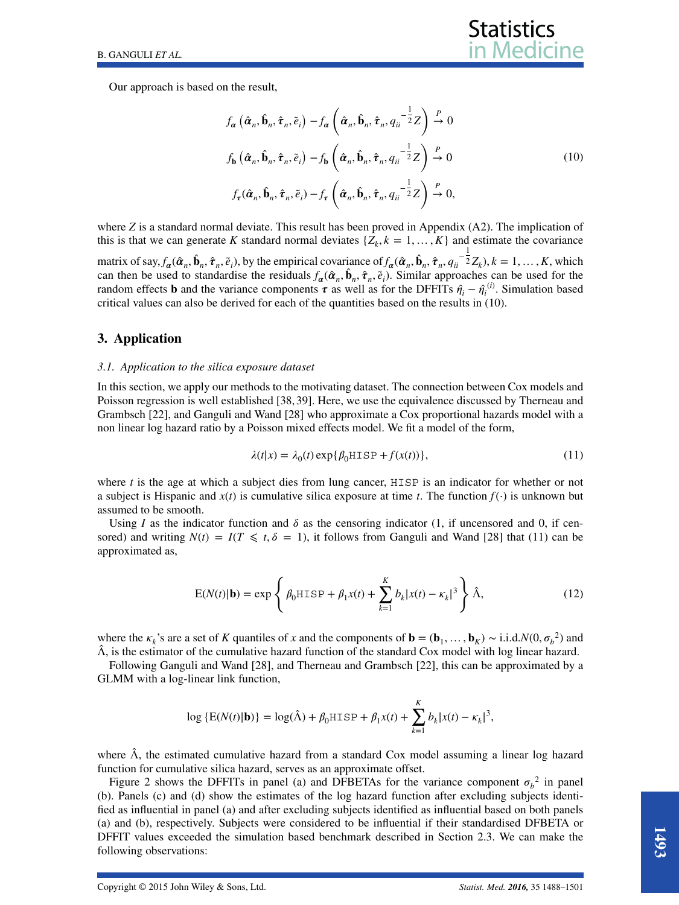Our approach is based on the result,

$$
\begin{aligned}
f_{\boldsymbol{\alpha}}\left(\hat{\boldsymbol{\alpha}}_n, \hat{\mathbf{b}}_n, \hat{\boldsymbol{\tau}}_n, \tilde{e}_i\right) - f_{\boldsymbol{\alpha}}\left(\hat{\boldsymbol{\alpha}}_n, \hat{\mathbf{b}}_n, \hat{\boldsymbol{\tau}}_n, q_{ii}^{-\frac{1}{2}} Z\right) &\xrightarrow{P} 0 \\
f_{\mathbf{b}}\left(\hat{\boldsymbol{\alpha}}_n, \hat{\mathbf{b}}_n, \hat{\boldsymbol{\tau}}_n, \tilde{e}_i\right) - f_{\mathbf{b}}\left(\hat{\boldsymbol{\alpha}}_n, \hat{\mathbf{b}}_n, \hat{\boldsymbol{\tau}}_n, q_{ii}^{-\frac{1}{2}} Z\right) &\xrightarrow{P} 0 \\
f_{\boldsymbol{\tau}}(\hat{\boldsymbol{\alpha}}_n, \hat{\mathbf{b}}_n, \hat{\boldsymbol{\tau}}_n, \tilde{e}_i) - f_{\boldsymbol{\tau}}\left(\hat{\boldsymbol{\alpha}}_n, \hat{\mathbf{b}}_n, \hat{\boldsymbol{\tau}}_n, q_{ii}^{-\frac{1}{2}} Z\right) &\xrightarrow{P} 0,
\end{aligned}
\tag{10}
$$

where $Z$ is a standard normal deviate. This result has been proved in Appendix (A2). The implication of this is that we can generate $K$ standard normal deviates $\{Z_k, k = 1, \ldots, K\}$ and estimate the covariance matrix of say, $f_{\boldsymbol{\alpha}}(\hat{\boldsymbol{\alpha}}_n, \hat{\mathbf{b}}_n, \hat{\boldsymbol{\tau}}_n, \tilde{e}_i)$, by the empirical covariance of $f_{\boldsymbol{\alpha}}(\hat{\boldsymbol{\alpha}}_n, \hat{\mathbf{b}}_n, \hat{\boldsymbol{\tau}}_n, q_{ii}^{-\frac{1}{2}} Z_k), k = 1, \ldots, K$, which can then be used to standardise the residuals $f_{\boldsymbol{\alpha}}(\hat{\boldsymbol{\alpha}}_n, \hat{\mathbf{b}}_n, \hat{\boldsymbol{\tau}}_n, \tilde{e}_i)$. Similar approaches can be used for the random effects $\mathbf{b}$ and the variance components $\boldsymbol{\tau}$ as well as for the DFFITs $\hat{\eta}_i - \hat{\eta}_i^{(i)}$. Simulation based critical values can also be derived for each of the quantities based on the results in (10).

## 3. Application

### 3.1. Application to the silica exposure dataset

In this section, we apply our methods to the motivating dataset. The connection between Cox models and Poisson regression is well established [38, 39]. Here, we use the equivalence discussed by Therneau and Grambsch [22], and Ganguli and Wand [28] who approximate a Cox proportional hazards model with a non linear log hazard ratio by a Poisson mixed effects model. We fit a model of the form,

$$
\lambda(t|x) = \lambda_0(t) \exp\{\beta_0 \texttt{HISP} + f(x(t))\},
\tag{11}
$$

where $t$ is the age at which a subject dies from lung cancer, HISP is an indicator for whether or not a subject is Hispanic and $x(t)$ is cumulative silica exposure at time $t$. The function $f(\cdot)$ is unknown but assumed to be smooth.

Using $I$ as the indicator function and $\delta$ as the censoring indicator (1, if uncensored and 0, if censored) and writing $N(t) = I(T \leqslant t, \delta = 1)$, it follows from Ganguli and Wand [28] that (11) can be approximated as,

$$
\mathrm{E}(N(t)|\mathbf{b}) = \exp\left\{ \beta_0 \texttt{HISP} + \beta_1 x(t) + \sum_{k=1}^{K} b_k |x(t) - \kappa_k|^3 \right\} \hat{\Lambda},
\tag{12}
$$

where the $\kappa_k$'s are a set of $K$ quantiles of $x$ and the components of $\mathbf{b} = (\mathbf{b}_1, \ldots, \mathbf{b}_K) \sim$ i.i.d.$N(0, {\sigma_b}^2)$ and $\hat{\Lambda}$, is the estimator of the cumulative hazard function of the standard Cox model with log linear hazard.

Following Ganguli and Wand [28], and Therneau and Grambsch [22], this can be approximated by a GLMM with a log-linear link function,

$$
\log\{\mathrm{E}(N(t)|\mathbf{b})\} = \log(\hat{\Lambda}) + \beta_0 \texttt{HISP} + \beta_1 x(t) + \sum_{k=1}^{K} b_k |x(t) - \kappa_k|^3,
$$

where $\hat{\Lambda}$, the estimated cumulative hazard from a standard Cox model assuming a linear log hazard function for cumulative silica hazard, serves as an approximate offset.

Figure 2 shows the DFFITs in panel (a) and DFBETAs for the variance component ${\sigma_b}^2$ in panel (b). Panels (c) and (d) show the estimates of the log hazard function after excluding subjects identified as influential in panel (a) and after excluding subjects identified as influential based on both panels (a) and (b), respectively. Subjects were considered to be influential if their standardised DFBETA or DFFIT values exceeded the simulation based benchmark described in Section 2.3. We can make the following observations: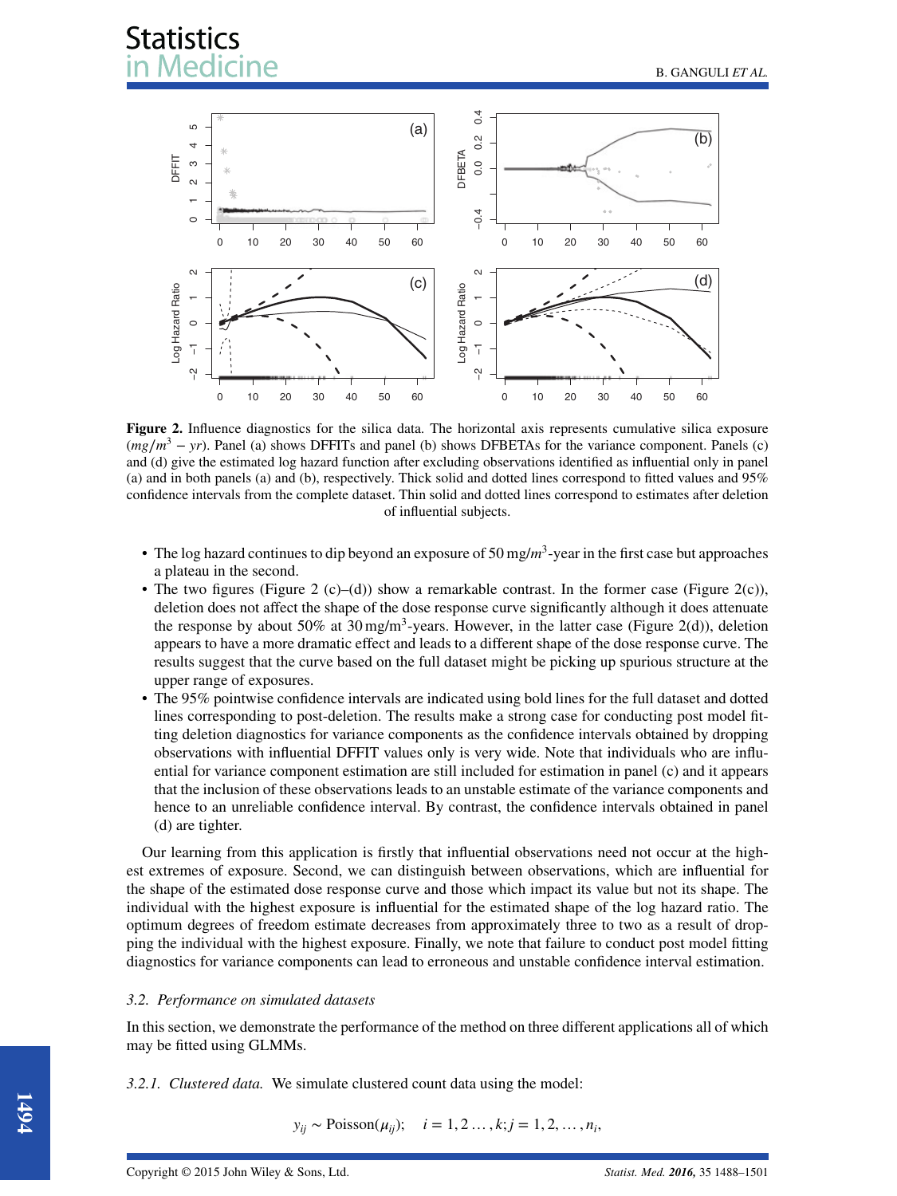**Figure 2.** Influence diagnostics for the silica data. The horizontal axis represents cumulative silica exposure ($mg/m^3 - yr$). Panel (a) shows DFFITs and panel (b) shows DFBETAs for the variance component. Panels (c) and (d) give the estimated log hazard function after excluding observations identified as influential only in panel (a) and in both panels (a) and (b), respectively. Thick solid and dotted lines correspond to fitted values and 95% confidence intervals from the complete dataset. Thin solid and dotted lines correspond to estimates after deletion of influential subjects.

- The log hazard continues to dip beyond an exposure of 50 mg/$m^3$-year in the first case but approaches a plateau in the second.
- The two figures (Figure 2 (c)–(d)) show a remarkable contrast. In the former case (Figure 2(c)), deletion does not affect the shape of the dose response curve significantly although it does attenuate the response by about 50% at 30 mg/m$^3$-years. However, in the latter case (Figure 2(d)), deletion appears to have a more dramatic effect and leads to a different shape of the dose response curve. The results suggest that the curve based on the full dataset might be picking up spurious structure at the upper range of exposures.
- The 95% pointwise confidence intervals are indicated using bold lines for the full dataset and dotted lines corresponding to post-deletion. The results make a strong case for conducting post model fitting deletion diagnostics for variance components as the confidence intervals obtained by dropping observations with influential DFFIT values only is very wide. Note that individuals who are influential for variance component estimation are still included for estimation in panel (c) and it appears that the inclusion of these observations leads to an unstable estimate of the variance components and hence to an unreliable confidence interval. By contrast, the confidence intervals obtained in panel (d) are tighter.

Our learning from this application is firstly that influential observations need not occur at the highest extremes of exposure. Second, we can distinguish between observations, which are influential for the shape of the estimated dose response curve and those which impact its value but not its shape. The individual with the highest exposure is influential for the estimated shape of the log hazard ratio. The optimum degrees of freedom estimate decreases from approximately three to two as a result of dropping the individual with the highest exposure. Finally, we note that failure to conduct post model fitting diagnostics for variance components can lead to erroneous and unstable confidence interval estimation.

### *3.2. Performance on simulated datasets*

In this section, we demonstrate the performance of the method on three different applications all of which may be fitted using GLMMs.

*3.2.1. Clustered data.* We simulate clustered count data using the model:

$$y_{ij} \sim \text{Poisson}(\mu_{ij}); \quad i = 1, 2 \ldots, k; j = 1, 2, \ldots, n_i,$$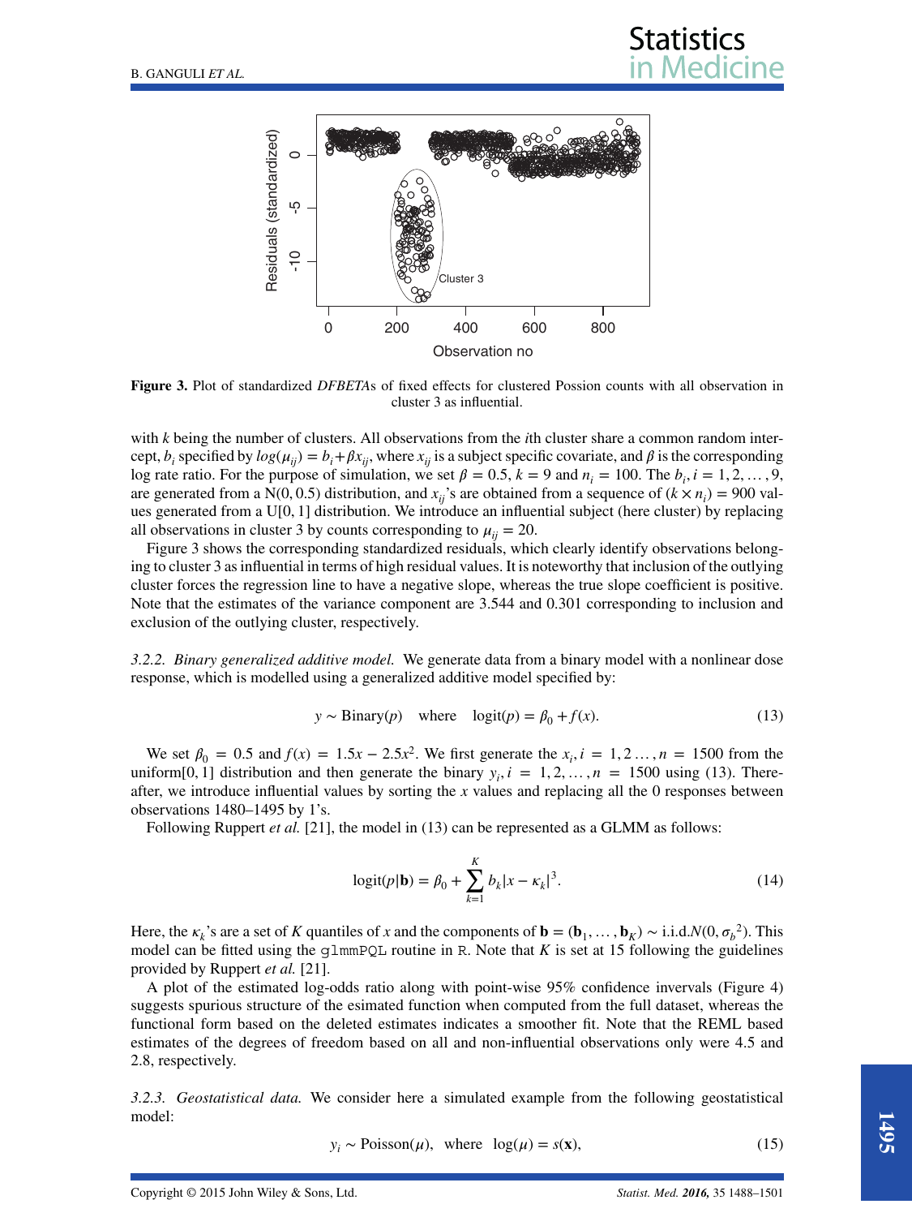**Figure 3.** Plot of standardized *DFBETA*s of fixed effects for clustered Possion counts with all observation in cluster 3 as influential.

with $k$ being the number of clusters. All observations from the $i$th cluster share a common random intercept, $b_i$ specified by $log(\mu_{ij}) = b_i + \beta x_{ij}$, where $x_{ij}$ is a subject specific covariate, and $\beta$ is the corresponding log rate ratio. For the purpose of simulation, we set $\beta = 0.5$, $k = 9$ and $n_i = 100$. The $b_i, i = 1, 2, \ldots, 9$, are generated from a N(0, 0.5) distribution, and $x_{ij}$'s are obtained from a sequence of $(k \times n_i) = 900$ values generated from a U[0, 1] distribution. We introduce an influential subject (here cluster) by replacing all observations in cluster 3 by counts corresponding to $\mu_{ij} = 20$.

Figure 3 shows the corresponding standardized residuals, which clearly identify observations belonging to cluster 3 as influential in terms of high residual values. It is noteworthy that inclusion of the outlying cluster forces the regression line to have a negative slope, whereas the true slope coefficient is positive. Note that the estimates of the variance component are 3.544 and 0.301 corresponding to inclusion and exclusion of the outlying cluster, respectively.

*3.2.2. Binary generalized additive model.* We generate data from a binary model with a nonlinear dose response, which is modelled using a generalized additive model specified by:

$$y \sim \text{Binary}(p) \quad \text{where} \quad \text{logit}(p) = \beta_0 + f(x). \tag{13}$$

We set $\beta_0 = 0.5$ and $f(x) = 1.5x - 2.5x^2$. We first generate the $x_i, i = 1, 2 \ldots, n = 1500$ from the uniform[0, 1] distribution and then generate the binary $y_i, i = 1, 2, \ldots, n = 1500$ using (13). Thereafter, we introduce influential values by sorting the $x$ values and replacing all the 0 responses between observations 1480–1495 by 1's.

Following Ruppert *et al.* [21], the model in (13) can be represented as a GLMM as follows:

$$\text{logit}(p|\mathbf{b}) = \beta_0 + \sum_{k=1}^{K} b_k |x - \kappa_k|^3. \tag{14}$$

Here, the $\kappa_k$'s are a set of $K$ quantiles of $x$ and the components of $\mathbf{b} = (\mathbf{b}_1, \ldots, \mathbf{b}_K) \sim$ i.i.d.$N(0, \sigma_b{}^2)$. This model can be fitted using the `glmmPQL` routine in `R`. Note that $K$ is set at 15 following the guidelines provided by Ruppert *et al.* [21].

A plot of the estimated log-odds ratio along with point-wise 95% confidence invervals (Figure 4) suggests spurious structure of the esimated function when computed from the full dataset, whereas the functional form based on the deleted estimates indicates a smoother fit. Note that the REML based estimates of the degrees of freedom based on all and non-influential observations only were 4.5 and 2.8, respectively.

*3.2.3. Geostatistical data.* We consider here a simulated example from the following geostatistical model:

$$y_i \sim \text{Poisson}(\mu), \quad \text{where} \quad \log(\mu) = s(\mathbf{x}), \tag{15}$$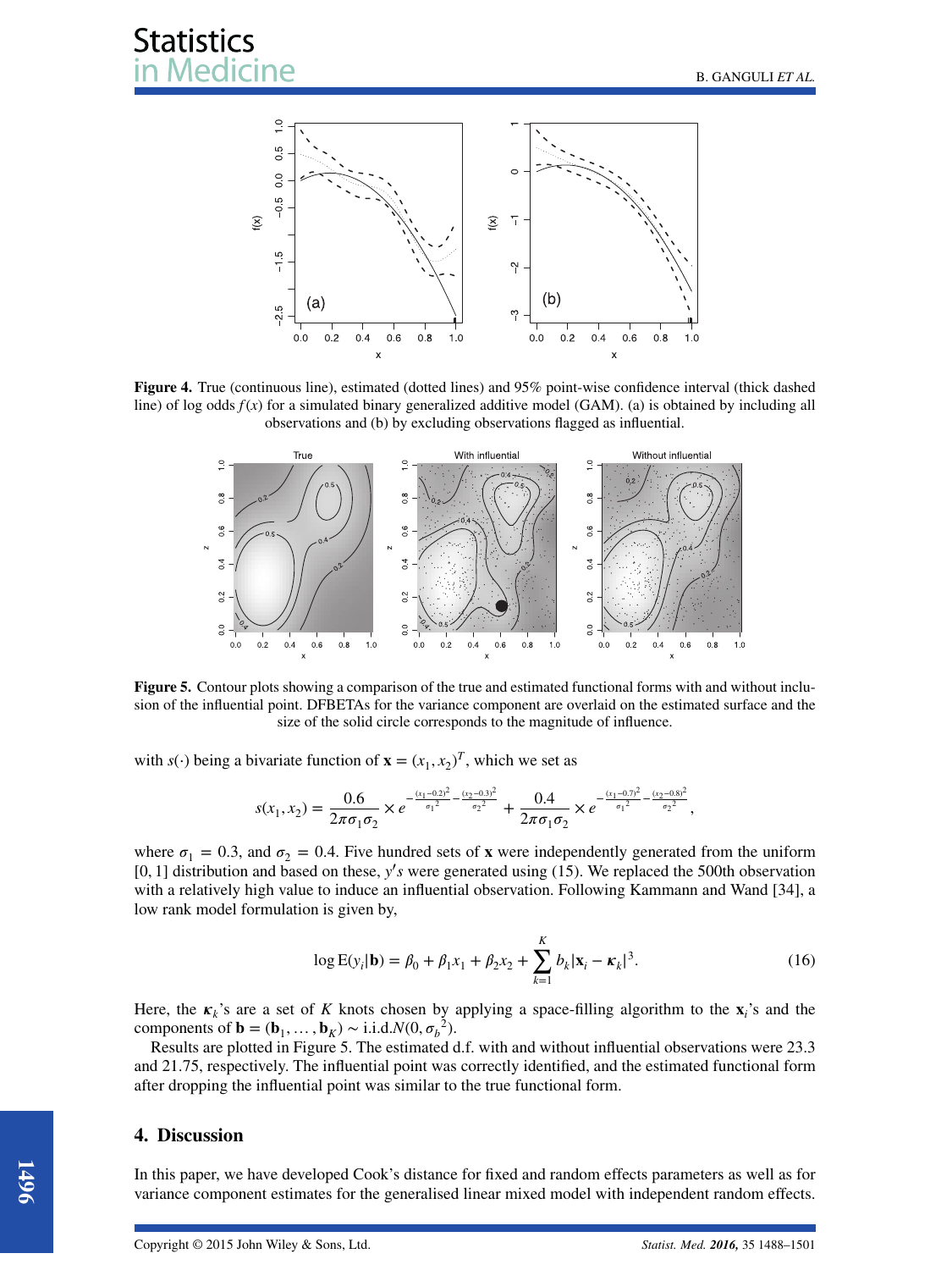**Figure 4.** True (continuous line), estimated (dotted lines) and 95% point-wise confidence interval (thick dashed line) of log odds $f(x)$ for a simulated binary generalized additive model (GAM). (a) is obtained by including all observations and (b) by excluding observations flagged as influential.

**Figure 5.** Contour plots showing a comparison of the true and estimated functional forms with and without inclusion of the influential point. DFBETAs for the variance component are overlaid on the estimated surface and the size of the solid circle corresponds to the magnitude of influence.

with $s(\cdot)$ being a bivariate function of $\mathbf{x} = (x_1, x_2)^T$, which we set as

$$s(x_1, x_2) = \frac{0.6}{2\pi\sigma_1\sigma_2} \times e^{-\frac{(x_1-0.2)^2}{\sigma_1{}^2} - \frac{(x_2-0.3)^2}{\sigma_2{}^2}} + \frac{0.4}{2\pi\sigma_1\sigma_2} \times e^{-\frac{(x_1-0.7)^2}{\sigma_1{}^2} - \frac{(x_2-0.8)^2}{\sigma_2{}^2}},$$

where $\sigma_1 = 0.3$, and $\sigma_2 = 0.4$. Five hundred sets of $\mathbf{x}$ were independently generated from the uniform [0, 1] distribution and based on these, $y's$ were generated using (15). We replaced the 500th observation with a relatively high value to induce an influential observation. Following Kammann and Wand [34], a low rank model formulation is given by,

$$\log \mathrm{E}(y_i|\mathbf{b}) = \beta_0 + \beta_1 x_1 + \beta_2 x_2 + \sum_{k=1}^{K} b_k |\mathbf{x}_i - \boldsymbol{\kappa}_k|^3. \tag{16}$$

Here, the $\boldsymbol{\kappa}_k$'s are a set of $K$ knots chosen by applying a space-filling algorithm to the $\mathbf{x}_i$'s and the components of $\mathbf{b} = (\mathbf{b}_1, \ldots, \mathbf{b}_K) \sim$ i.i.d.$N(0, \sigma_b{}^2)$.

Results are plotted in Figure 5. The estimated d.f. with and without influential observations were 23.3 and 21.75, respectively. The influential point was correctly identified, and the estimated functional form after dropping the influential point was similar to the true functional form.

## 4. Discussion

In this paper, we have developed Cook's distance for fixed and random effects parameters as well as for variance component estimates for the generalised linear mixed model with independent random effects.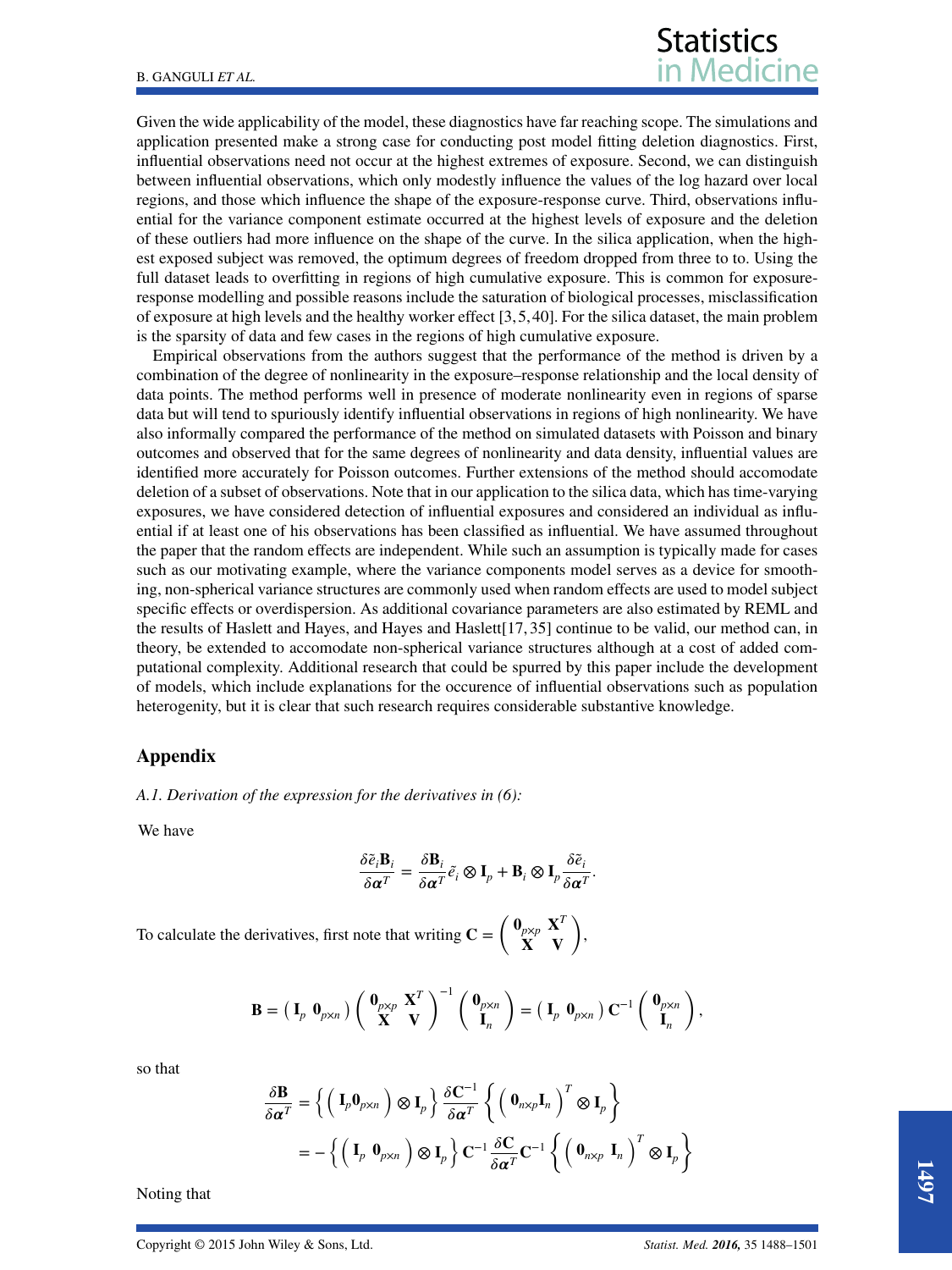Given the wide applicability of the model, these diagnostics have far reaching scope. The simulations and application presented make a strong case for conducting post model fitting deletion diagnostics. First, influential observations need not occur at the highest extremes of exposure. Second, we can distinguish between influential observations, which only modestly influence the values of the log hazard over local regions, and those which influence the shape of the exposure-response curve. Third, observations influential for the variance component estimate occurred at the highest levels of exposure and the deletion of these outliers had more influence on the shape of the curve. In the silica application, when the highest exposed subject was removed, the optimum degrees of freedom dropped from three to to. Using the full dataset leads to overfitting in regions of high cumulative exposure. This is common for exposure-response modelling and possible reasons include the saturation of biological processes, misclassification of exposure at high levels and the healthy worker effect [3, 5, 40]. For the silica dataset, the main problem is the sparsity of data and few cases in the regions of high cumulative exposure.

Empirical observations from the authors suggest that the performance of the method is driven by a combination of the degree of nonlinearity in the exposure–response relationship and the local density of data points. The method performs well in presence of moderate nonlinearity even in regions of sparse data but will tend to spuriously identify influential observations in regions of high nonlinearity. We have also informally compared the performance of the method on simulated datasets with Poisson and binary outcomes and observed that for the same degrees of nonlinearity and data density, influential values are identified more accurately for Poisson outcomes. Further extensions of the method should accomodate deletion of a subset of observations. Note that in our application to the silica data, which has time-varying exposures, we have considered detection of influential exposures and considered an individual as influential if at least one of his observations has been classified as influential. We have assumed throughout the paper that the random effects are independent. While such an assumption is typically made for cases such as our motivating example, where the variance components model serves as a device for smoothing, non-spherical variance structures are commonly used when random effects are used to model subject specific effects or overdispersion. As additional covariance parameters are also estimated by REML and the results of Haslett and Hayes, and Hayes and Haslett[17, 35] continue to be valid, our method can, in theory, be extended to accomodate non-spherical variance structures although at a cost of added computational complexity. Additional research that could be spurred by this paper include the development of models, which include explanations for the occurence of influential observations such as population heterogenity, but it is clear that such research requires considerable substantive knowledge.

## Appendix

*A.1. Derivation of the expression for the derivatives in (6):*

We have

$$\frac{\delta \tilde{e}_i \mathbf{B}_i}{\delta \boldsymbol{\alpha}^T} = \frac{\delta \mathbf{B}_i}{\delta \boldsymbol{\alpha}^T} \tilde{e}_i \otimes \mathbf{I}_p + \mathbf{B}_i \otimes \mathbf{I}_p \frac{\delta \tilde{e}_i}{\delta \boldsymbol{\alpha}^T}.$$

To calculate the derivatives, first note that writing $\mathbf{C} = \begin{pmatrix} \mathbf{0}_{p\times p} & \mathbf{X}^T \\ \mathbf{X} & \mathbf{V} \end{pmatrix}$,

$$\mathbf{B} = \begin{pmatrix} \mathbf{I}_p & \mathbf{0}_{p\times n} \end{pmatrix} \begin{pmatrix} \mathbf{0}_{p\times p} & \mathbf{X}^T \\ \mathbf{X} & \mathbf{V} \end{pmatrix}^{-1} \begin{pmatrix} \mathbf{0}_{p\times n} \\ \mathbf{I}_n \end{pmatrix} = \begin{pmatrix} \mathbf{I}_p & \mathbf{0}_{p\times n} \end{pmatrix} \mathbf{C}^{-1} \begin{pmatrix} \mathbf{0}_{p\times n} \\ \mathbf{I}_n \end{pmatrix},$$

so that

$$\begin{aligned}
\frac{\delta \mathbf{B}}{\delta \boldsymbol{\alpha}^T} &= \left\{ \begin{pmatrix} \mathbf{I}_p \mathbf{0}_{p\times n} \end{pmatrix} \otimes \mathbf{I}_p \right\} \frac{\delta \mathbf{C}^{-1}}{\delta \boldsymbol{\alpha}^T} \left\{ \begin{pmatrix} \mathbf{0}_{n\times p} \mathbf{I}_n \end{pmatrix}^T \otimes \mathbf{I}_p \right\} \\
&= -\left\{ \begin{pmatrix} \mathbf{I}_p & \mathbf{0}_{p\times n} \end{pmatrix} \otimes \mathbf{I}_p \right\} \mathbf{C}^{-1} \frac{\delta \mathbf{C}}{\delta \boldsymbol{\alpha}^T} \mathbf{C}^{-1} \left\{ \begin{pmatrix} \mathbf{0}_{n\times p} & \mathbf{I}_n \end{pmatrix}^T \otimes \mathbf{I}_p \right\}
\end{aligned}$$

Noting that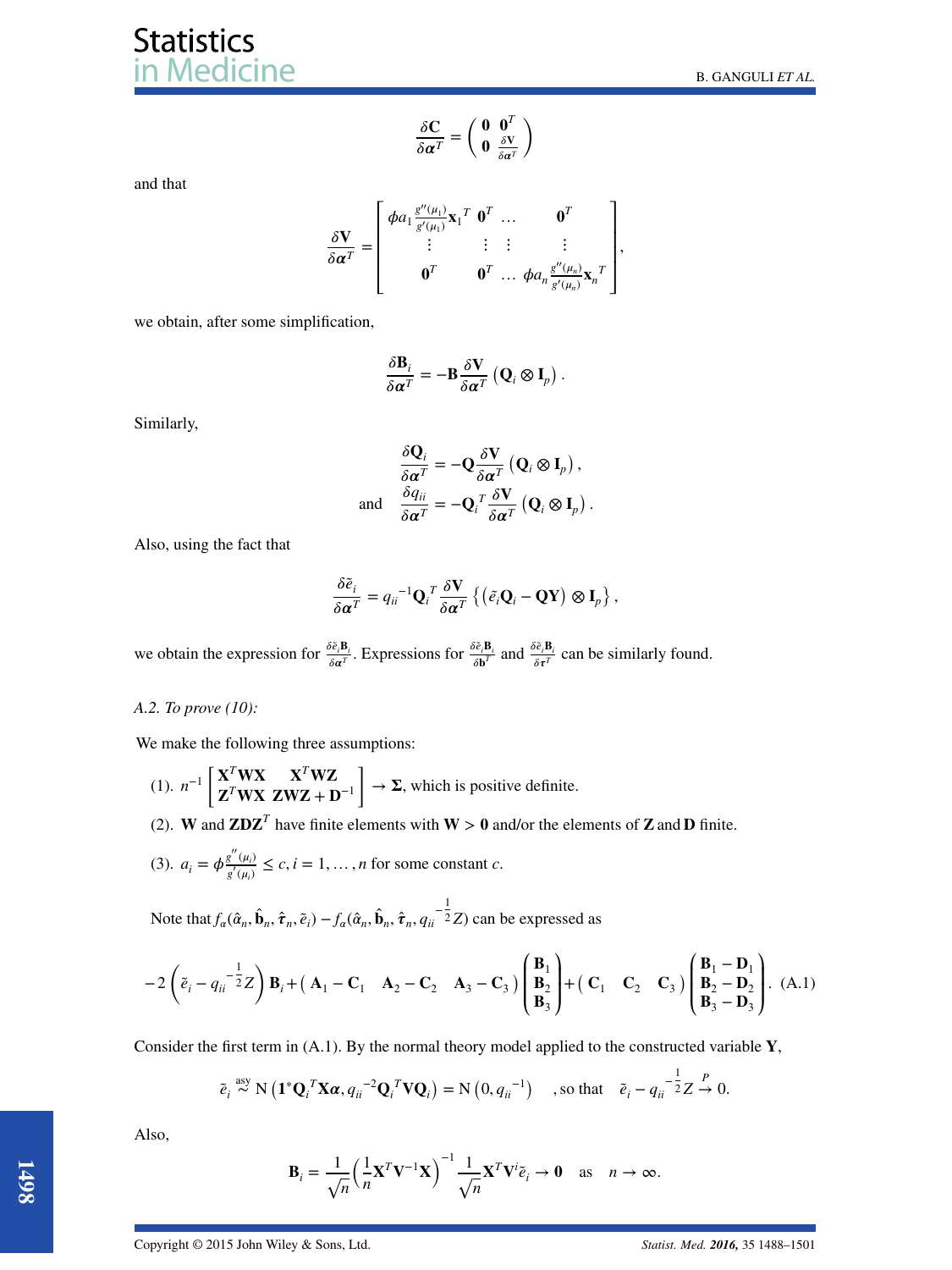$$\frac{\delta \mathbf{C}}{\delta \boldsymbol{\alpha}^T} = \begin{pmatrix} \mathbf{0} & \mathbf{0}^T \\ \mathbf{0} & \frac{\delta \mathbf{V}}{\delta \boldsymbol{\alpha}^T} \end{pmatrix}$$

and that

$$\frac{\delta \mathbf{V}}{\delta \boldsymbol{\alpha}^T} = \begin{bmatrix} \phi a_1 \frac{g''(\mu_1)}{g'(\mu_1)} \mathbf{x}_1{}^T & \mathbf{0}^T & \dots & \mathbf{0}^T \\ \vdots & \vdots & \vdots & \vdots \\ \mathbf{0}^T & \mathbf{0}^T & \dots & \phi a_n \frac{g''(\mu_n)}{g'(\mu_n)} \mathbf{x}_n{}^T \end{bmatrix},$$

we obtain, after some simplification,

$$\frac{\delta \mathbf{B}_i}{\delta \boldsymbol{\alpha}^T} = -\mathbf{B} \frac{\delta \mathbf{V}}{\delta \boldsymbol{\alpha}^T} \left( \mathbf{Q}_i \otimes \mathbf{I}_p \right).$$

Similarly,

$$\frac{\delta \mathbf{Q}_i}{\delta \boldsymbol{\alpha}^T} = -\mathbf{Q} \frac{\delta \mathbf{V}}{\delta \boldsymbol{\alpha}^T} \left( \mathbf{Q}_i \otimes \mathbf{I}_p \right),$$

$$\text{and} \quad \frac{\delta q_{ii}}{\delta \boldsymbol{\alpha}^T} = -\mathbf{Q}_i{}^T \frac{\delta \mathbf{V}}{\delta \boldsymbol{\alpha}^T} \left( \mathbf{Q}_i \otimes \mathbf{I}_p \right).$$

Also, using the fact that

$$\frac{\delta \tilde{e}_i}{\delta \boldsymbol{\alpha}^T} = q_{ii}{}^{-1} \mathbf{Q}_i{}^T \frac{\delta \mathbf{V}}{\delta \boldsymbol{\alpha}^T} \left\{ \left( \tilde{e}_i \mathbf{Q}_i - \mathbf{Q} \mathbf{Y} \right) \otimes \mathbf{I}_p \right\},$$

we obtain the expression for $\frac{\delta \tilde{e}_i \mathbf{B}_i}{\delta \boldsymbol{\alpha}^T}$. Expressions for $\frac{\delta \tilde{e}_i \mathbf{B}_i}{\delta \mathbf{b}^T}$ and $\frac{\delta \tilde{e}_i \mathbf{B}_i}{\delta \boldsymbol{\tau}^T}$ can be similarly found.

*A.2. To prove (10):*

We make the following three assumptions:

(1). $n^{-1} \begin{bmatrix} \mathbf{X}^T \mathbf{W} \mathbf{X} & \mathbf{X}^T \mathbf{W} \mathbf{Z} \\ \mathbf{Z}^T \mathbf{W} \mathbf{X} & \mathbf{Z} \mathbf{W} \mathbf{Z} + \mathbf{D}^{-1} \end{bmatrix} \to \boldsymbol{\Sigma}$, which is positive definite.

(2). $\mathbf{W}$ and $\mathbf{Z}\mathbf{D}\mathbf{Z}^T$ have finite elements with $\mathbf{W} > \mathbf{0}$ and/or the elements of $\mathbf{Z}$ and $\mathbf{D}$ finite.

(3). $a_i = \phi \frac{g''(\mu_i)}{g'(\mu_i)} \leq c, i = 1, \dots, n$ for some constant $c$.

Note that $f_\alpha(\hat{\alpha}_n, \hat{\mathbf{b}}_n, \hat{\boldsymbol{\tau}}_n, \tilde{e}_i) - f_\alpha(\hat{\alpha}_n, \hat{\mathbf{b}}_n, \hat{\boldsymbol{\tau}}_n, q_{ii}{}^{-\frac{1}{2}} Z)$ can be expressed as

$$-2 \left( \tilde{e}_i - q_{ii}{}^{-\frac{1}{2}} Z \right) \mathbf{B}_i + \begin{pmatrix} \mathbf{A}_1 - \mathbf{C}_1 & \mathbf{A}_2 - \mathbf{C}_2 & \mathbf{A}_3 - \mathbf{C}_3 \end{pmatrix} \begin{pmatrix} \mathbf{B}_1 \\ \mathbf{B}_2 \\ \mathbf{B}_3 \end{pmatrix} + \begin{pmatrix} \mathbf{C}_1 & \mathbf{C}_2 & \mathbf{C}_3 \end{pmatrix} \begin{pmatrix} \mathbf{B}_1 - \mathbf{D}_1 \\ \mathbf{B}_2 - \mathbf{D}_2 \\ \mathbf{B}_3 - \mathbf{D}_3 \end{pmatrix}. \quad \text{(A.1)}$$

Consider the first term in (A.1). By the normal theory model applied to the constructed variable $\mathbf{Y}$,

$$\tilde{e}_i \overset{\text{asy}}{\sim} \mathrm{N} \left( \mathbf{1}^* \mathbf{Q}_i{}^T \mathbf{X} \boldsymbol{\alpha}, q_{ii}{}^{-2} \mathbf{Q}_i{}^T \mathbf{V} \mathbf{Q}_i \right) = \mathrm{N} \left( 0, q_{ii}{}^{-1} \right) \quad \text{, so that} \quad \tilde{e}_i - q_{ii}{}^{-\frac{1}{2}} Z \overset{P}{\to} 0.$$

Also,

$$\mathbf{B}_i = \frac{1}{\sqrt{n}} \left( \frac{1}{n} \mathbf{X}^T \mathbf{V}^{-1} \mathbf{X} \right)^{-1} \frac{1}{\sqrt{n}} \mathbf{X}^T \mathbf{V}^i \tilde{e}_i \to \mathbf{0} \quad \text{as} \quad n \to \infty.$$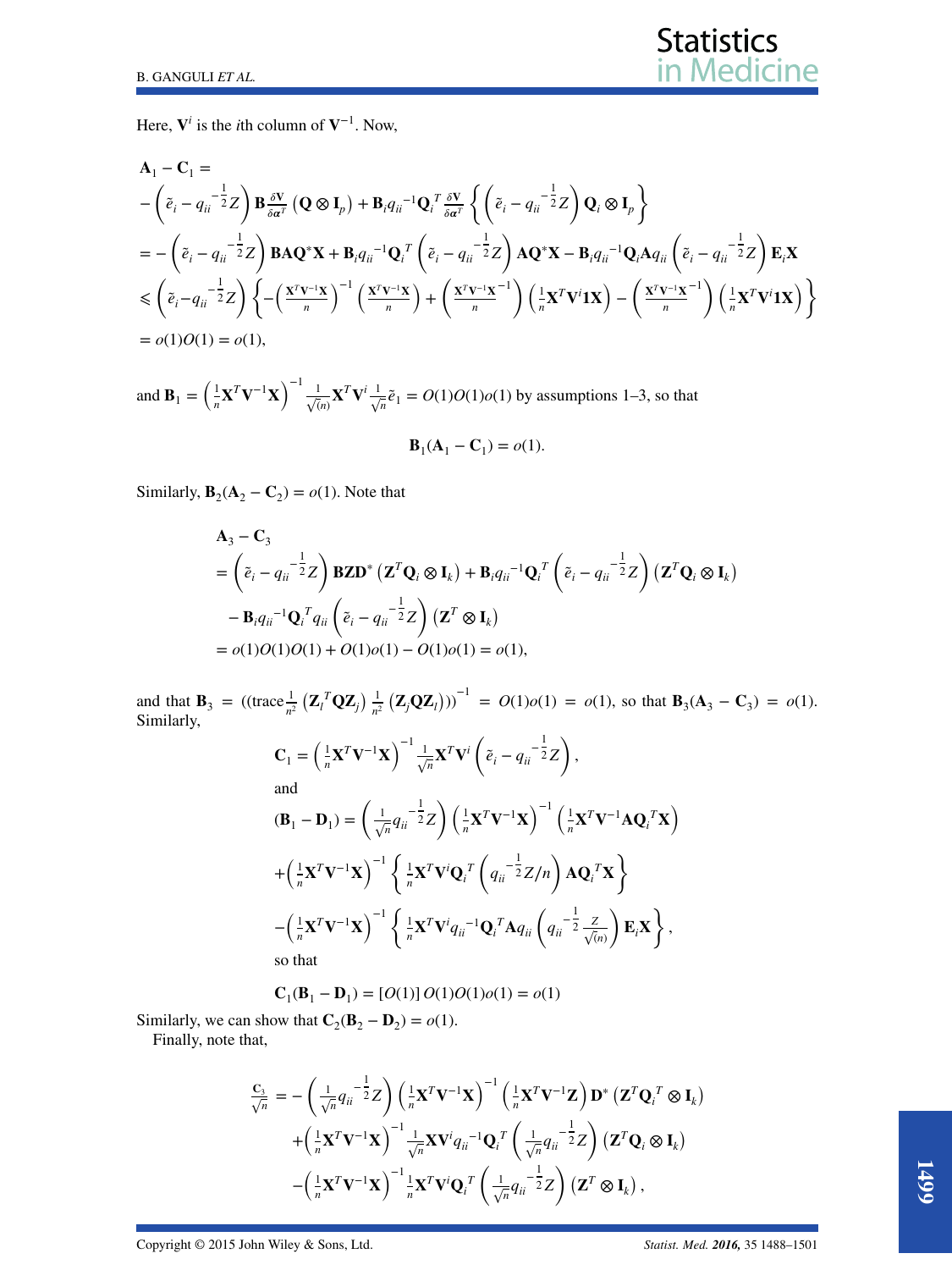Here, $\mathbf{V}^i$ is the $i$th column of $\mathbf{V}^{-1}$. Now,

$$
\begin{aligned}
&\mathbf{A}_1 - \mathbf{C}_1 = \\
&-\left(\tilde{e}_i - q_{ii}{}^{-\frac{1}{2}}Z\right)\mathbf{B}\frac{\delta \mathbf{V}}{\delta \boldsymbol{\alpha}^T}\left(\mathbf{Q}\otimes \mathbf{I}_p\right) + \mathbf{B}_i q_{ii}{}^{-1}\mathbf{Q}_i{}^T\frac{\delta \mathbf{V}}{\delta \boldsymbol{\alpha}^T}\left\{\left(\tilde{e}_i - q_{ii}{}^{-\frac{1}{2}}Z\right)\mathbf{Q}_i \otimes \mathbf{I}_p\right\} \\
&= -\left(\tilde{e}_i - q_{ii}{}^{-\frac{1}{2}}Z\right)\mathbf{B}\mathbf{A}\mathbf{Q}^*\mathbf{X} + \mathbf{B}_i q_{ii}{}^{-1}\mathbf{Q}_i{}^T\left(\tilde{e}_i - q_{ii}{}^{-\frac{1}{2}}Z\right)\mathbf{A}\mathbf{Q}^*\mathbf{X} - \mathbf{B}_i q_{ii}{}^{-1}\mathbf{Q}_i\mathbf{A}q_{ii}\left(\tilde{e}_i - q_{ii}{}^{-\frac{1}{2}}Z\right)\mathbf{E}_i\mathbf{X} \\
&\leqslant \left(\tilde{e}_i - q_{ii}{}^{-\frac{1}{2}}Z\right)\left\{-\left(\frac{\mathbf{X}^T\mathbf{V}^{-1}\mathbf{X}}{n}\right)^{-1}\left(\frac{\mathbf{X}^T\mathbf{V}^{-1}\mathbf{X}}{n}\right) + \left(\frac{\mathbf{X}^T\mathbf{V}^{-1}\mathbf{X}^{-1}}{n}\right)\left(\frac{1}{n}\mathbf{X}^T\mathbf{V}^i\mathbf{1}\mathbf{X}\right) - \left(\frac{\mathbf{X}^T\mathbf{V}^{-1}\mathbf{X}^{-1}}{n}\right)\left(\frac{1}{n}\mathbf{X}^T\mathbf{V}^i\mathbf{1}\mathbf{X}\right)\right\} \\
&= o(1)O(1) = o(1),
\end{aligned}
$$

and $\mathbf{B}_1 = \left(\frac{1}{n}\mathbf{X}^T\mathbf{V}^{-1}\mathbf{X}\right)^{-1}\frac{1}{\sqrt{(n)}}\mathbf{X}^T\mathbf{V}^i\frac{1}{\sqrt{n}}\tilde{e}_1 = O(1)O(1)o(1)$ by assumptions 1–3, so that

$$
\mathbf{B}_1(\mathbf{A}_1 - \mathbf{C}_1) = o(1).
$$

Similarly, $\mathbf{B}_2(\mathbf{A}_2 - \mathbf{C}_2) = o(1)$. Note that

$$
\begin{aligned}
&\mathbf{A}_3 - \mathbf{C}_3 \\
&= \left(\tilde{e}_i - q_{ii}{}^{-\frac{1}{2}}Z\right)\mathbf{B}\mathbf{Z}\mathbf{D}^*\left(\mathbf{Z}^T\mathbf{Q}_i \otimes \mathbf{I}_k\right) + \mathbf{B}_i q_{ii}{}^{-1}\mathbf{Q}_i{}^T\left(\tilde{e}_i - q_{ii}{}^{-\frac{1}{2}}Z\right)\left(\mathbf{Z}^T\mathbf{Q}_i \otimes \mathbf{I}_k\right) \\
&\quad - \mathbf{B}_i q_{ii}{}^{-1}\mathbf{Q}_i{}^T q_{ii}\left(\tilde{e}_i - q_{ii}{}^{-\frac{1}{2}}Z\right)\left(\mathbf{Z}^T \otimes \mathbf{I}_k\right) \\
&= o(1)O(1)O(1) + O(1)o(1) - O(1)o(1) = o(1),
\end{aligned}
$$

and that $\mathbf{B}_3 = \left((\text{trace}\frac{1}{n^2}\left(\mathbf{Z}_l{}^T\mathbf{Q}\mathbf{Z}_j\right)\frac{1}{n^2}\left(\mathbf{Z}_j\mathbf{Q}\mathbf{Z}_l\right))\right)^{-1} = O(1)o(1) = o(1)$, so that $\mathbf{B}_3(\mathbf{A}_3 - \mathbf{C}_3) = o(1)$. Similarly,

$$
\mathbf{C}_1 = \left(\frac{1}{n}\mathbf{X}^T\mathbf{V}^{-1}\mathbf{X}\right)^{-1}\frac{1}{\sqrt{n}}\mathbf{X}^T\mathbf{V}^i\left(\tilde{e}_i - q_{ii}{}^{-\frac{1}{2}}Z\right),
$$

and

$$
\begin{aligned}
(\mathbf{B}_1 - \mathbf{D}_1) &= \left(\frac{1}{\sqrt{n}}q_{ii}{}^{-\frac{1}{2}}Z\right)\left(\frac{1}{n}\mathbf{X}^T\mathbf{V}^{-1}\mathbf{X}\right)^{-1}\left(\frac{1}{n}\mathbf{X}^T\mathbf{V}^{-1}\mathbf{A}\mathbf{Q}_i{}^T\mathbf{X}\right) \\
&+\left(\frac{1}{n}\mathbf{X}^T\mathbf{V}^{-1}\mathbf{X}\right)^{-1}\left\{\frac{1}{n}\mathbf{X}^T\mathbf{V}^i\mathbf{Q}_i{}^T\left(q_{ii}{}^{-\frac{1}{2}}Z/n\right)\mathbf{A}\mathbf{Q}_i{}^T\mathbf{X}\right\} \\
&-\left(\frac{1}{n}\mathbf{X}^T\mathbf{V}^{-1}\mathbf{X}\right)^{-1}\left\{\frac{1}{n}\mathbf{X}^T\mathbf{V}^i q_{ii}{}^{-1}\mathbf{Q}_i{}^T\mathbf{A}q_{ii}\left(q_{ii}{}^{-\frac{1}{2}}\frac{Z}{\sqrt{(n)}}\right)\mathbf{E}_i\mathbf{X}\right\},
\end{aligned}
$$

so that

$$
\mathbf{C}_1(\mathbf{B}_1 - \mathbf{D}_1) = [O(1)]\,O(1)O(1)o(1) = o(1)
$$

Similarly, we can show that $\mathbf{C}_2(\mathbf{B}_2 - \mathbf{D}_2) = o(1)$.

Finally, note that,

$$
\begin{aligned}
\frac{\mathbf{C}_3}{\sqrt{n}} &= -\left(\frac{1}{\sqrt{n}}q_{ii}{}^{-\frac{1}{2}}Z\right)\left(\frac{1}{n}\mathbf{X}^T\mathbf{V}^{-1}\mathbf{X}\right)^{-1}\left(\frac{1}{n}\mathbf{X}^T\mathbf{V}^{-1}\mathbf{Z}\right)\mathbf{D}^*\left(\mathbf{Z}^T\mathbf{Q}_i{}^T \otimes \mathbf{I}_k\right) \\
&+\left(\frac{1}{n}\mathbf{X}^T\mathbf{V}^{-1}\mathbf{X}\right)^{-1}\frac{1}{\sqrt{n}}\mathbf{X}\mathbf{V}^i q_{ii}{}^{-1}\mathbf{Q}_i{}^T\left(\frac{1}{\sqrt{n}}q_{ii}{}^{-\frac{1}{2}}Z\right)\left(\mathbf{Z}^T\mathbf{Q}_i \otimes \mathbf{I}_k\right) \\
&-\left(\frac{1}{n}\mathbf{X}^T\mathbf{V}^{-1}\mathbf{X}\right)^{-1}\frac{1}{n}\mathbf{X}^T\mathbf{V}^i\mathbf{Q}_i{}^T\left(\frac{1}{\sqrt{n}}q_{ii}{}^{-\frac{1}{2}}Z\right)\left(\mathbf{Z}^T \otimes \mathbf{I}_k\right),
\end{aligned}
$$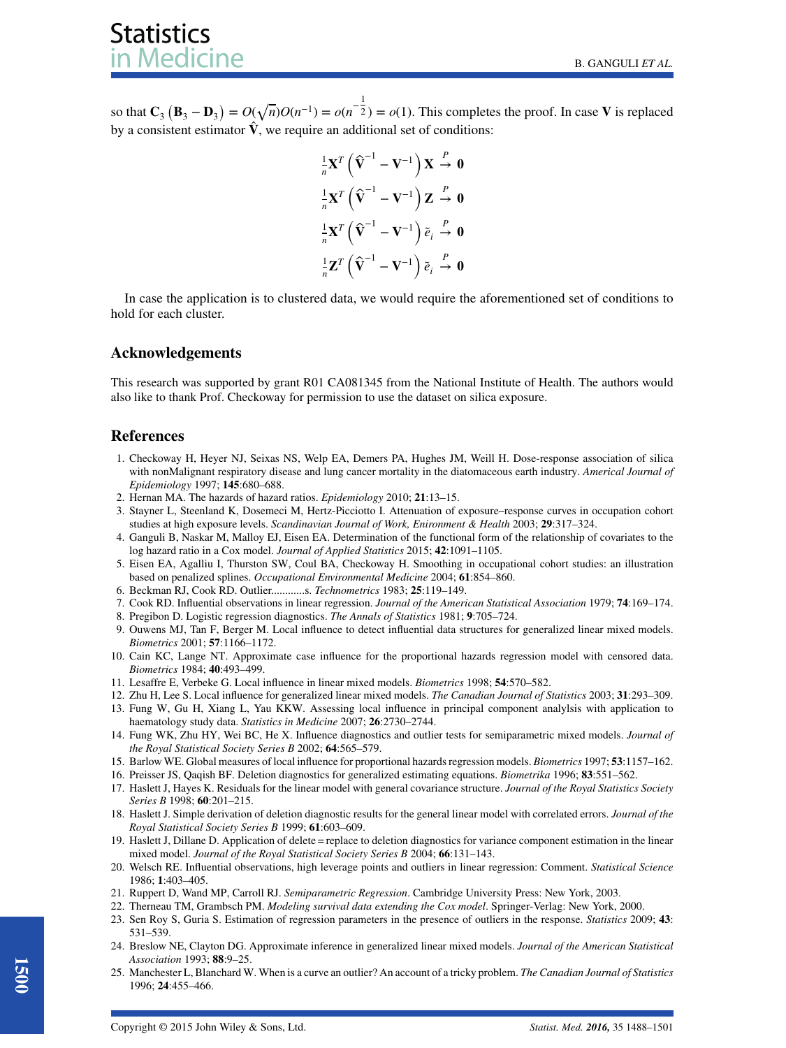so that $\mathbf{C}_3\left(\mathbf{B}_3 - \mathbf{D}_3\right) = O(\sqrt{n})O(n^{-1}) = o(n^{-\frac{1}{2}}) = o(1)$. This completes the proof. In case $\mathbf{V}$ is replaced by a consistent estimator $\hat{\mathbf{V}}$, we require an additional set of conditions:

$$\frac{1}{n}\mathbf{X}^T\left(\hat{\mathbf{V}}^{-1} - \mathbf{V}^{-1}\right)\mathbf{X} \xrightarrow{P} \mathbf{0}$$

$$\frac{1}{n}\mathbf{X}^T\left(\hat{\mathbf{V}}^{-1} - \mathbf{V}^{-1}\right)\mathbf{Z} \xrightarrow{P} \mathbf{0}$$

$$\frac{1}{n}\mathbf{X}^T\left(\hat{\mathbf{V}}^{-1} - \mathbf{V}^{-1}\right)\tilde{e}_i \xrightarrow{P} \mathbf{0}$$

$$\frac{1}{n}\mathbf{Z}^T\left(\hat{\mathbf{V}}^{-1} - \mathbf{V}^{-1}\right)\tilde{e}_i \xrightarrow{P} \mathbf{0}$$

In case the application is to clustered data, we would require the aforementioned set of conditions to hold for each cluster.

## Acknowledgements

This research was supported by grant R01 CA081345 from the National Institute of Health. The authors would also like to thank Prof. Checkoway for permission to use the dataset on silica exposure.

## References

1. Checkoway H, Heyer NJ, Seixas NS, Welp EA, Demers PA, Hughes JM, Weill H. Dose-response association of silica with nonMalignant respiratory disease and lung cancer mortality in the diatomaceous earth industry. *Americal Journal of Epidemiology* 1997; **145**:680–688.
2. Hernan MA. The hazards of hazard ratios. *Epidemiology* 2010; **21**:13–15.
3. Stayner L, Steenland K, Dosemeci M, Hertz-Picciotto I. Attenuation of exposure–response curves in occupation cohort studies at high exposure levels. *Scandinavian Journal of Work, Enironment & Health* 2003; **29**:317–324.
4. Ganguli B, Naskar M, Malloy EJ, Eisen EA. Determination of the functional form of the relationship of covariates to the log hazard ratio in a Cox model. *Journal of Applied Statistics* 2015; **42**:1091–1105.
5. Eisen EA, Agalliu I, Thurston SW, Coul BA, Checkoway H. Smoothing in occupational cohort studies: an illustration based on penalized splines. *Occupational Environmental Medicine* 2004; **61**:854–860.
6. Beckman RJ, Cook RD. Outlier............s. *Technometrics* 1983; **25**:119–149.
7. Cook RD. Influential observations in linear regression. *Journal of the American Statistical Association* 1979; **74**:169–174.
8. Pregibon D. Logistic regression diagnostics. *The Annals of Statistics* 1981; **9**:705–724.
9. Ouwens MJ, Tan F, Berger M. Local influence to detect influential data structures for generalized linear mixed models. *Biometrics* 2001; **57**:1166–1172.
10. Cain KC, Lange NT. Approximate case influence for the proportional hazards regression model with censored data. *Biometrics* 1984; **40**:493–499.
11. Lesaffre E, Verbeke G. Local influence in linear mixed models. *Biometrics* 1998; **54**:570–582.
12. Zhu H, Lee S. Local influence for generalized linear mixed models. *The Canadian Journal of Statistics* 2003; **31**:293–309.
13. Fung W, Gu H, Xiang L, Yau KKW. Assessing local influence in principal component analylsis with application to haematology study data. *Statistics in Medicine* 2007; **26**:2730–2744.
14. Fung WK, Zhu HY, Wei BC, He X. Influence diagnostics and outlier tests for semiparametric mixed models. *Journal of the Royal Statistical Society Series B* 2002; **64**:565–579.
15. Barlow WE. Global measures of local influence for proportional hazards regression models. *Biometrics* 1997; **53**:1157–162.
16. Preisser JS, Qaqish BF. Deletion diagnostics for generalized estimating equations. *Biometrika* 1996; **83**:551–562.
17. Haslett J, Hayes K. Residuals for the linear model with general covariance structure. *Journal of the Royal Statistics Society Series B* 1998; **60**:201–215.
18. Haslett J. Simple derivation of deletion diagnostic results for the general linear model with correlated errors. *Journal of the Royal Statistical Society Series B* 1999; **61**:603–609.
19. Haslett J, Dillane D. Application of delete = replace to deletion diagnostics for variance component estimation in the linear mixed model. *Journal of the Royal Statistical Society Series B* 2004; **66**:131–143.
20. Welsch RE. Influential observations, high leverage points and outliers in linear regression: Comment. *Statistical Science* 1986; **1**:403–405.
21. Ruppert D, Wand MP, Carroll RJ. *Semiparametric Regression*. Cambridge University Press: New York, 2003.
22. Therneau TM, Grambsch PM. *Modeling survival data extending the Cox model*. Springer-Verlag: New York, 2000.
23. Sen Roy S, Guria S. Estimation of regression parameters in the presence of outliers in the response. *Statistics* 2009; **43**: 531–539.
24. Breslow NE, Clayton DG. Approximate inference in generalized linear mixed models. *Journal of the American Statistical Association* 1993; **88**:9–25.
25. Manchester L, Blanchard W. When is a curve an outlier? An account of a tricky problem. *The Canadian Journal of Statistics* 1996; **24**:455–466.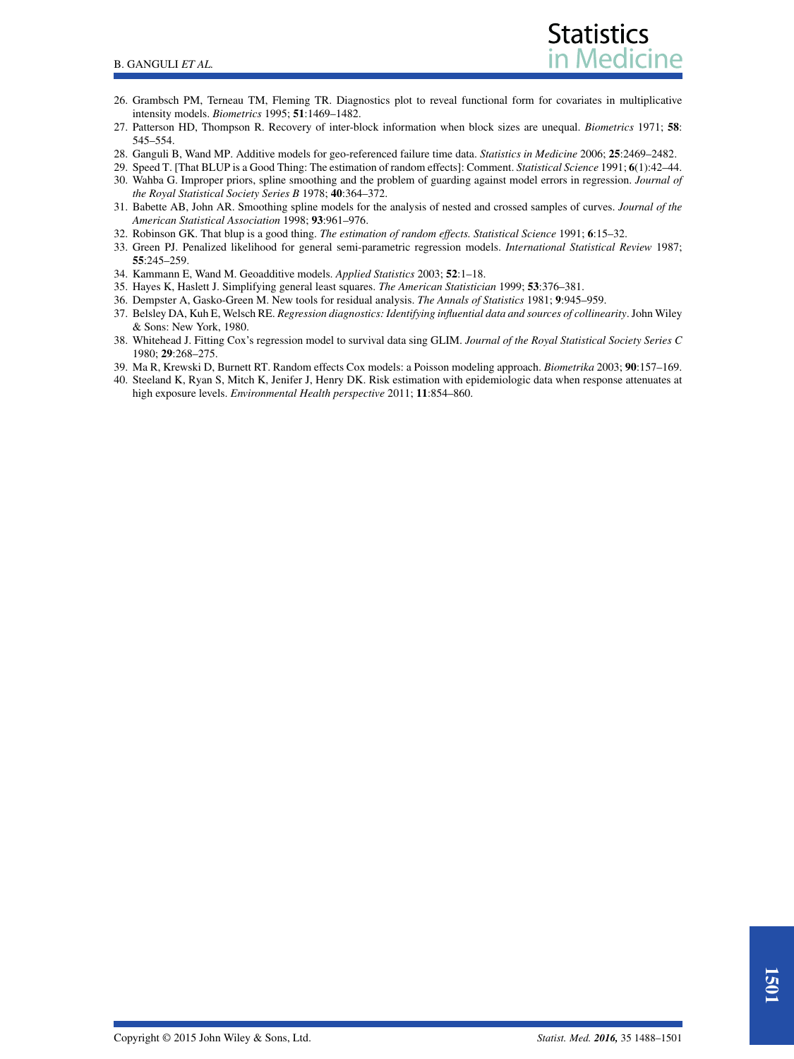26. Grambsch PM, Terneau TM, Fleming TR. Diagnostics plot to reveal functional form for covariates in multiplicative intensity models. *Biometrics* 1995; **51**:1469–1482.
27. Patterson HD, Thompson R. Recovery of inter-block information when block sizes are unequal. *Biometrics* 1971; **58**: 545–554.
28. Ganguli B, Wand MP. Additive models for geo-referenced failure time data. *Statistics in Medicine* 2006; **25**:2469–2482.
29. Speed T. [That BLUP is a Good Thing: The estimation of random effects]: Comment. *Statistical Science* 1991; **6**(1):42–44.
30. Wahba G. Improper priors, spline smoothing and the problem of guarding against model errors in regression. *Journal of the Royal Statistical Society Series B* 1978; **40**:364–372.
31. Babette AB, John AR. Smoothing spline models for the analysis of nested and crossed samples of curves. *Journal of the American Statistical Association* 1998; **93**:961–976.
32. Robinson GK. That blup is a good thing. *The estimation of random effects. Statistical Science* 1991; **6**:15–32.
33. Green PJ. Penalized likelihood for general semi-parametric regression models. *International Statistical Review* 1987; **55**:245–259.
34. Kammann E, Wand M. Geoadditive models. *Applied Statistics* 2003; **52**:1–18.
35. Hayes K, Haslett J. Simplifying general least squares. *The American Statistician* 1999; **53**:376–381.
36. Dempster A, Gasko-Green M. New tools for residual analysis. *The Annals of Statistics* 1981; **9**:945–959.
37. Belsley DA, Kuh E, Welsch RE. *Regression diagnostics: Identifying influential data and sources of collinearity*. John Wiley & Sons: New York, 1980.
38. Whitehead J. Fitting Cox's regression model to survival data sing GLIM. *Journal of the Royal Statistical Society Series C* 1980; **29**:268–275.
39. Ma R, Krewski D, Burnett RT. Random effects Cox models: a Poisson modeling approach. *Biometrika* 2003; **90**:157–169.
40. Steeland K, Ryan S, Mitch K, Jenifer J, Henry DK. Risk estimation with epidemiologic data when response attenuates at high exposure levels. *Environmental Health perspective* 2011; **11**:854–860.